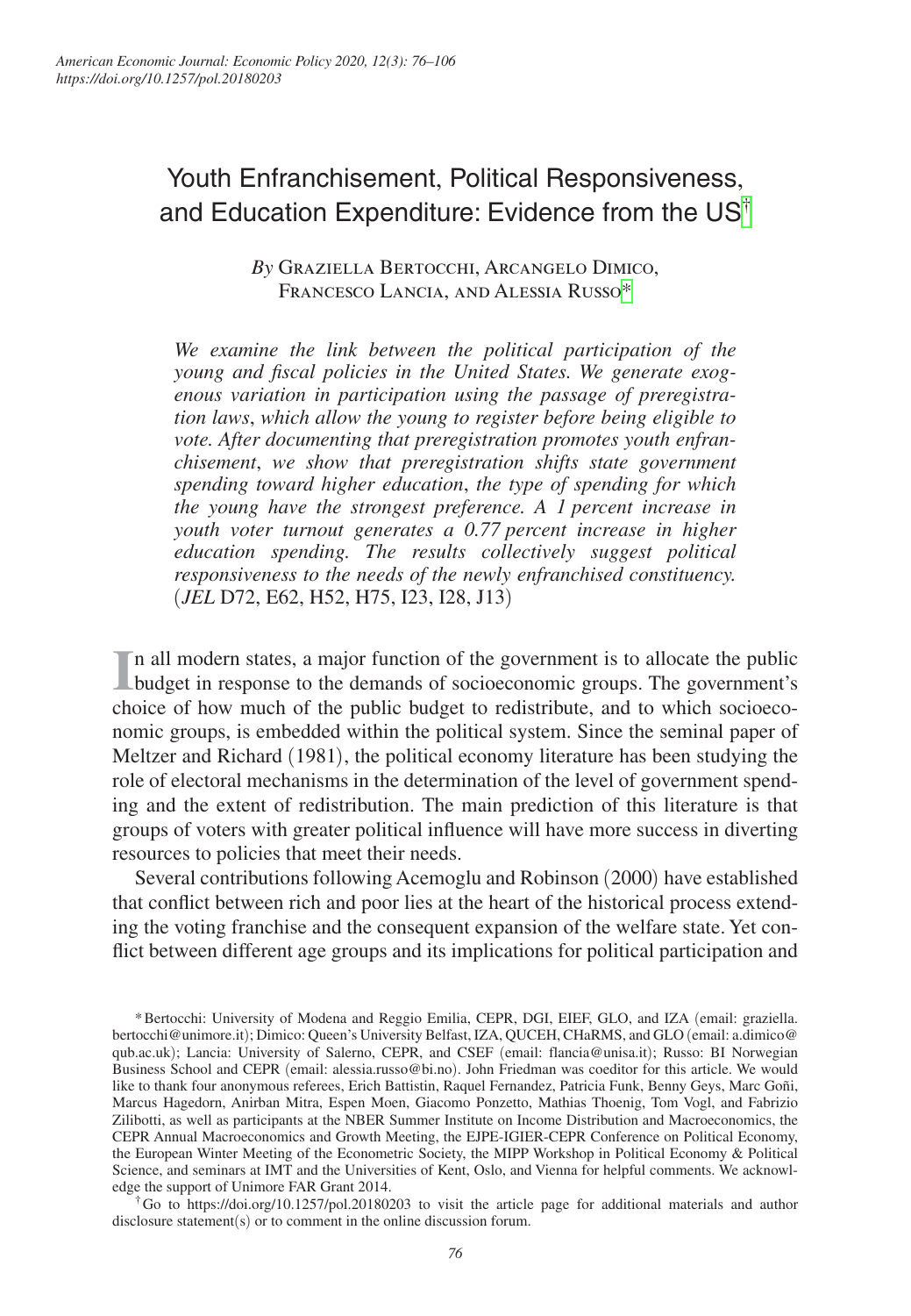# Youth Enfranchisement, Political Responsiveness, and Education Expenditure: Evidence from the US[†]

*By* Graziella Bertocchi, Arcangelo Dimico, Francesco Lancia, and Alessia Russo[*]

*We examine the link between the political participation of the young and fiscal policies in the United States. We generate exogenous variation in participation using the passage of preregistration laws, which allow the young to register before being eligible to vote. After documenting that preregistration promotes youth enfranchisement, we show that preregistration shifts state government spending toward higher education, the type of spending for which the young have the strongest preference. A 1 percent increase in youth voter turnout generates a 0.77 percent increase in higher education spending. The results collectively suggest political responsiveness to the needs of the newly enfranchised constituency.* (*JEL* D72, E62, H52, H75, I23, I28, J13)

In all modern states, a major function of the government is to allocate the public budget in response to the demands of socioeconomic groups. The government's choice of how much of the public budget to redistribute, and to which socioeconomic groups, is embedded within the political system. Since the seminal paper of Meltzer and Richard (1981), the political economy literature has been studying the role of electoral mechanisms in the determination of the level of government spending and the extent of redistribution. The main prediction of this literature is that groups of voters with greater political influence will have more success in diverting resources to policies that meet their needs.

Several contributions following Acemoglu and Robinson (2000) have established that conflict between rich and poor lies at the heart of the historical process extending the voting franchise and the consequent expansion of the welfare state. Yet conflict between different age groups and its implications for political participation and

---

[*] Bertocchi: University of Modena and Reggio Emilia, CEPR, DGI, EIEF, GLO, and IZA (email: graziella.bertocchi@unimore.it); Dimico: Queen's University Belfast, IZA, QUCEH, CHaRMS, and GLO (email: a.dimico@qub.ac.uk); Lancia: University of Salerno, CEPR, and CSEF (email: flancia@unisa.it); Russo: BI Norwegian Business School and CEPR (email: alessia.russo@bi.no). John Friedman was coeditor for this article. We would like to thank four anonymous referees, Erich Battistin, Raquel Fernandez, Patricia Funk, Benny Geys, Marc Goñi, Marcus Hagedorn, Anirban Mitra, Espen Moen, Giacomo Ponzetto, Mathias Thoenig, Tom Vogl, and Fabrizio Zilibotti, as well as participants at the NBER Summer Institute on Income Distribution and Macroeconomics, the CEPR Annual Macroeconomics and Growth Meeting, the EJPE-IGIER-CEPR Conference on Political Economy, the European Winter Meeting of the Econometric Society, the MIPP Workshop in Political Economy & Political Science, and seminars at IMT and the Universities of Kent, Oslo, and Vienna for helpful comments. We acknowledge the support of Unimore FAR Grant 2014.

[†] Go to https://doi.org/10.1257/pol.20180203 to visit the article page for additional materials and author disclosure statement(s) or to comment in the online discussion forum.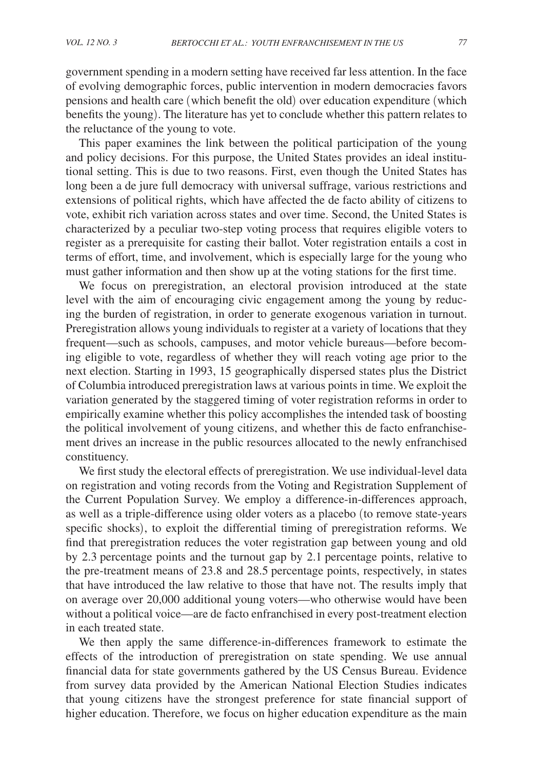government spending in a modern setting have received far less attention. In the face of evolving demographic forces, public intervention in modern democracies favors pensions and health care (which benefit the old) over education expenditure (which benefits the young). The literature has yet to conclude whether this pattern relates to the reluctance of the young to vote.

This paper examines the link between the political participation of the young and policy decisions. For this purpose, the United States provides an ideal institutional setting. This is due to two reasons. First, even though the United States has long been a de jure full democracy with universal suffrage, various restrictions and extensions of political rights, which have affected the de facto ability of citizens to vote, exhibit rich variation across states and over time. Second, the United States is characterized by a peculiar two-step voting process that requires eligible voters to register as a prerequisite for casting their ballot. Voter registration entails a cost in terms of effort, time, and involvement, which is especially large for the young who must gather information and then show up at the voting stations for the first time.

We focus on preregistration, an electoral provision introduced at the state level with the aim of encouraging civic engagement among the young by reducing the burden of registration, in order to generate exogenous variation in turnout. Preregistration allows young individuals to register at a variety of locations that they frequent—such as schools, campuses, and motor vehicle bureaus—before becoming eligible to vote, regardless of whether they will reach voting age prior to the next election. Starting in 1993, 15 geographically dispersed states plus the District of Columbia introduced preregistration laws at various points in time. We exploit the variation generated by the staggered timing of voter registration reforms in order to empirically examine whether this policy accomplishes the intended task of boosting the political involvement of young citizens, and whether this de facto enfranchisement drives an increase in the public resources allocated to the newly enfranchised constituency.

We first study the electoral effects of preregistration. We use individual-level data on registration and voting records from the Voting and Registration Supplement of the Current Population Survey. We employ a difference-in-differences approach, as well as a triple-difference using older voters as a placebo (to remove state-years specific shocks), to exploit the differential timing of preregistration reforms. We find that preregistration reduces the voter registration gap between young and old by 2.3 percentage points and the turnout gap by 2.1 percentage points, relative to the pre-treatment means of 23.8 and 28.5 percentage points, respectively, in states that have introduced the law relative to those that have not. The results imply that on average over 20,000 additional young voters—who otherwise would have been without a political voice—are de facto enfranchised in every post-treatment election in each treated state.

We then apply the same difference-in-differences framework to estimate the effects of the introduction of preregistration on state spending. We use annual financial data for state governments gathered by the US Census Bureau. Evidence from survey data provided by the American National Election Studies indicates that young citizens have the strongest preference for state financial support of higher education. Therefore, we focus on higher education expenditure as the main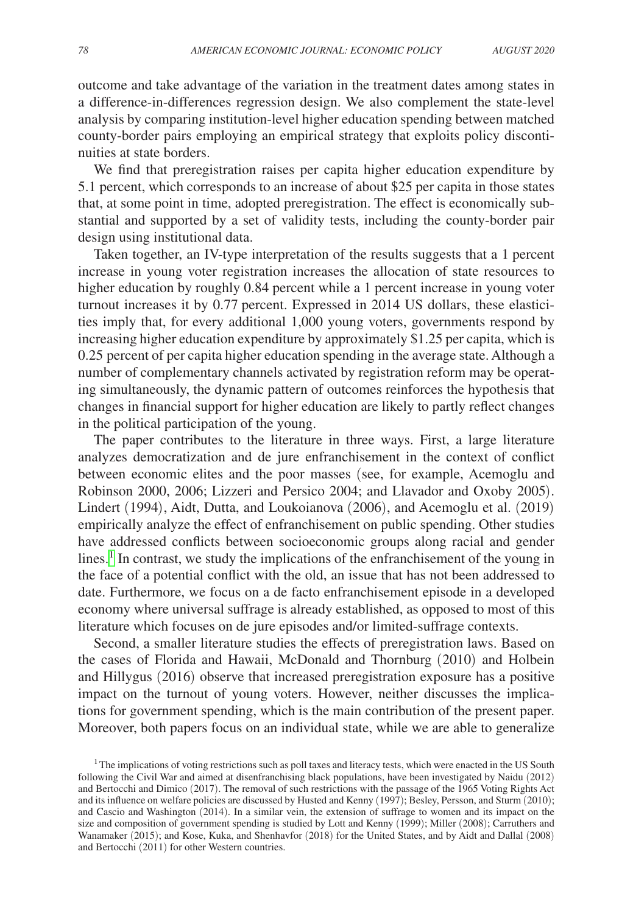outcome and take advantage of the variation in the treatment dates among states in a difference-in-differences regression design. We also complement the state-level analysis by comparing institution-level higher education spending between matched county-border pairs employing an empirical strategy that exploits policy discontinuities at state borders.

We find that preregistration raises per capita higher education expenditure by 5.1 percent, which corresponds to an increase of about \$25 per capita in those states that, at some point in time, adopted preregistration. The effect is economically substantial and supported by a set of validity tests, including the county-border pair design using institutional data.

Taken together, an IV-type interpretation of the results suggests that a 1 percent increase in young voter registration increases the allocation of state resources to higher education by roughly 0.84 percent while a 1 percent increase in young voter turnout increases it by 0.77 percent. Expressed in 2014 US dollars, these elasticities imply that, for every additional 1,000 young voters, governments respond by increasing higher education expenditure by approximately \$1.25 per capita, which is 0.25 percent of per capita higher education spending in the average state. Although a number of complementary channels activated by registration reform may be operating simultaneously, the dynamic pattern of outcomes reinforces the hypothesis that changes in financial support for higher education are likely to partly reflect changes in the political participation of the young.

The paper contributes to the literature in three ways. First, a large literature analyzes democratization and de jure enfranchisement in the context of conflict between economic elites and the poor masses (see, for example, Acemoglu and Robinson 2000, 2006; Lizzeri and Persico 2004; and Llavador and Oxoby 2005). Lindert (1994), Aidt, Dutta, and Loukoianova (2006), and Acemoglu et al. (2019) empirically analyze the effect of enfranchisement on public spending. Other studies have addressed conflicts between socioeconomic groups along racial and gender lines.[1] In contrast, we study the implications of the enfranchisement of the young in the face of a potential conflict with the old, an issue that has not been addressed to date. Furthermore, we focus on a de facto enfranchisement episode in a developed economy where universal suffrage is already established, as opposed to most of this literature which focuses on de jure episodes and/or limited-suffrage contexts.

Second, a smaller literature studies the effects of preregistration laws. Based on the cases of Florida and Hawaii, McDonald and Thornburg (2010) and Holbein and Hillygus (2016) observe that increased preregistration exposure has a positive impact on the turnout of young voters. However, neither discusses the implications for government spending, which is the main contribution of the present paper. Moreover, both papers focus on an individual state, while we are able to generalize

[1] The implications of voting restrictions such as poll taxes and literacy tests, which were enacted in the US South following the Civil War and aimed at disenfranchising black populations, have been investigated by Naidu (2012) and Bertocchi and Dimico (2017). The removal of such restrictions with the passage of the 1965 Voting Rights Act and its influence on welfare policies are discussed by Husted and Kenny (1997); Besley, Persson, and Sturm (2010); and Cascio and Washington (2014). In a similar vein, the extension of suffrage to women and its impact on the size and composition of government spending is studied by Lott and Kenny (1999); Miller (2008); Carruthers and Wanamaker (2015); and Kose, Kuka, and Shenhavfor (2018) for the United States, and by Aidt and Dallal (2008) and Bertocchi (2011) for other Western countries.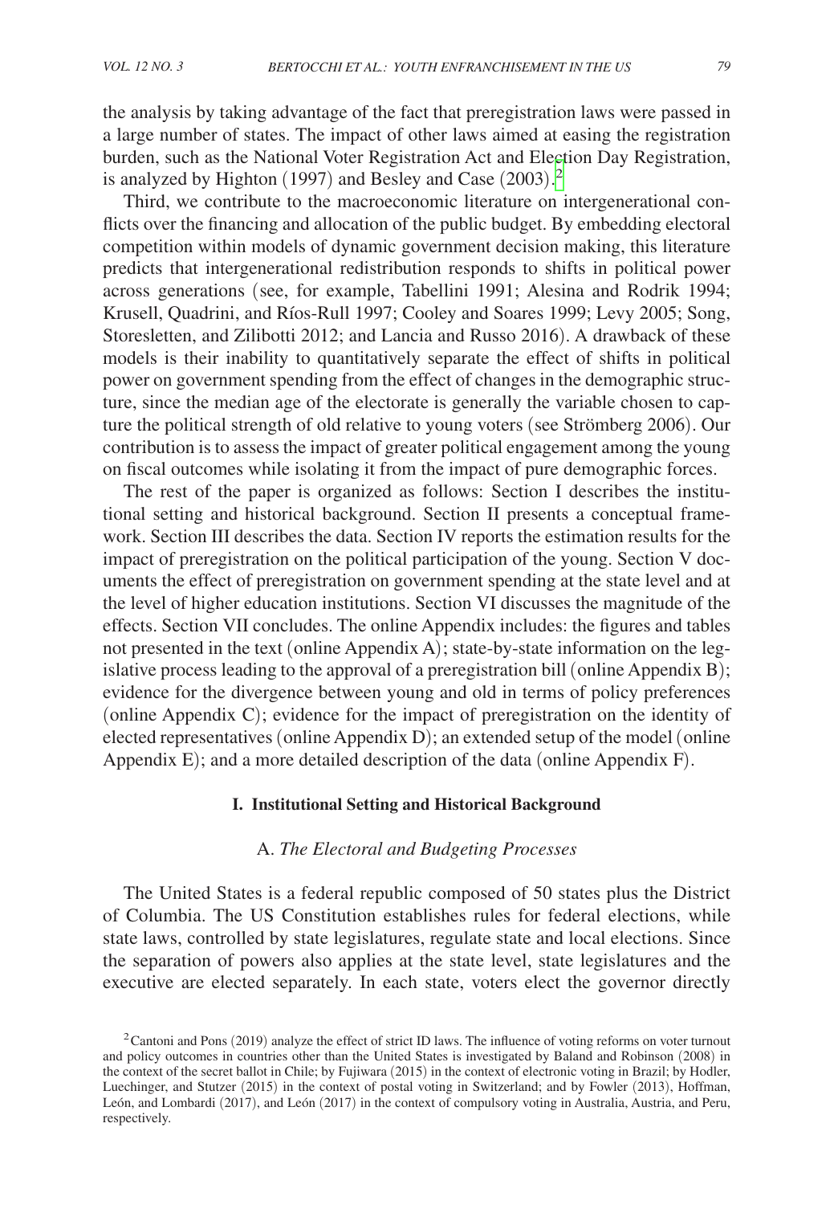the analysis by taking advantage of the fact that preregistration laws were passed in a large number of states. The impact of other laws aimed at easing the registration burden, such as the National Voter Registration Act and Election Day Registration, is analyzed by Highton (1997) and Besley and Case (2003).[2]

Third, we contribute to the macroeconomic literature on intergenerational conflicts over the financing and allocation of the public budget. By embedding electoral competition within models of dynamic government decision making, this literature predicts that intergenerational redistribution responds to shifts in political power across generations (see, for example, Tabellini 1991; Alesina and Rodrik 1994; Krusell, Quadrini, and Ríos-Rull 1997; Cooley and Soares 1999; Levy 2005; Song, Storesletten, and Zilibotti 2012; and Lancia and Russo 2016). A drawback of these models is their inability to quantitatively separate the effect of shifts in political power on government spending from the effect of changes in the demographic structure, since the median age of the electorate is generally the variable chosen to capture the political strength of old relative to young voters (see Strömberg 2006). Our contribution is to assess the impact of greater political engagement among the young on fiscal outcomes while isolating it from the impact of pure demographic forces.

The rest of the paper is organized as follows: Section I describes the institutional setting and historical background. Section II presents a conceptual framework. Section III describes the data. Section IV reports the estimation results for the impact of preregistration on the political participation of the young. Section V documents the effect of preregistration on government spending at the state level and at the level of higher education institutions. Section VI discusses the magnitude of the effects. Section VII concludes. The online Appendix includes: the figures and tables not presented in the text (online Appendix A); state-by-state information on the legislative process leading to the approval of a preregistration bill (online Appendix B); evidence for the divergence between young and old in terms of policy preferences (online Appendix C); evidence for the impact of preregistration on the identity of elected representatives (online Appendix D); an extended setup of the model (online Appendix E); and a more detailed description of the data (online Appendix F).

## I. Institutional Setting and Historical Background

### A. *The Electoral and Budgeting Processes*

The United States is a federal republic composed of 50 states plus the District of Columbia. The US Constitution establishes rules for federal elections, while state laws, controlled by state legislatures, regulate state and local elections. Since the separation of powers also applies at the state level, state legislatures and the executive are elected separately. In each state, voters elect the governor directly

[2] Cantoni and Pons (2019) analyze the effect of strict ID laws. The influence of voting reforms on voter turnout and policy outcomes in countries other than the United States is investigated by Baland and Robinson (2008) in the context of the secret ballot in Chile; by Fujiwara (2015) in the context of electronic voting in Brazil; by Hodler, Luechinger, and Stutzer (2015) in the context of postal voting in Switzerland; and by Fowler (2013), Hoffman, León, and Lombardi (2017), and León (2017) in the context of compulsory voting in Australia, Austria, and Peru, respectively.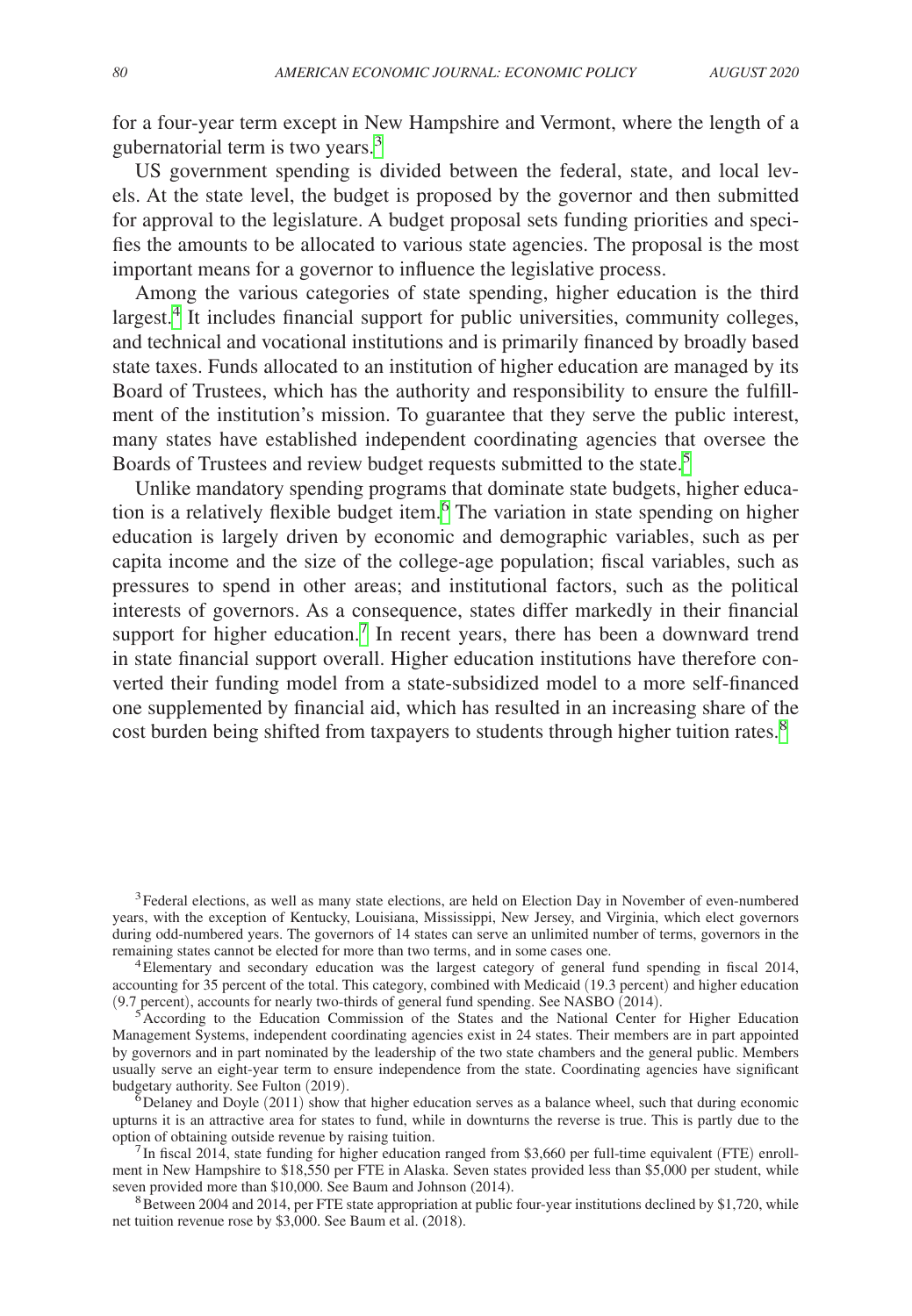for a four-year term except in New Hampshire and Vermont, where the length of a gubernatorial term is two years.[3]

US government spending is divided between the federal, state, and local levels. At the state level, the budget is proposed by the governor and then submitted for approval to the legislature. A budget proposal sets funding priorities and specifies the amounts to be allocated to various state agencies. The proposal is the most important means for a governor to influence the legislative process.

Among the various categories of state spending, higher education is the third largest.[4] It includes financial support for public universities, community colleges, and technical and vocational institutions and is primarily financed by broadly based state taxes. Funds allocated to an institution of higher education are managed by its Board of Trustees, which has the authority and responsibility to ensure the fulfillment of the institution's mission. To guarantee that they serve the public interest, many states have established independent coordinating agencies that oversee the Boards of Trustees and review budget requests submitted to the state.[5]

Unlike mandatory spending programs that dominate state budgets, higher education is a relatively flexible budget item.[6] The variation in state spending on higher education is largely driven by economic and demographic variables, such as per capita income and the size of the college-age population; fiscal variables, such as pressures to spend in other areas; and institutional factors, such as the political interests of governors. As a consequence, states differ markedly in their financial support for higher education.[7] In recent years, there has been a downward trend in state financial support overall. Higher education institutions have therefore converted their funding model from a state-subsidized model to a more self-financed one supplemented by financial aid, which has resulted in an increasing share of the cost burden being shifted from taxpayers to students through higher tuition rates.[8]

[3] Federal elections, as well as many state elections, are held on Election Day in November of even-numbered years, with the exception of Kentucky, Louisiana, Mississippi, New Jersey, and Virginia, which elect governors during odd-numbered years. The governors of 14 states can serve an unlimited number of terms, governors in the remaining states cannot be elected for more than two terms, and in some cases one.

[4] Elementary and secondary education was the largest category of general fund spending in fiscal 2014, accounting for 35 percent of the total. This category, combined with Medicaid (19.3 percent) and higher education (9.7 percent), accounts for nearly two-thirds of general fund spending. See NASBO (2014).

[5] According to the Education Commission of the States and the National Center for Higher Education Management Systems, independent coordinating agencies exist in 24 states. Their members are in part appointed by governors and in part nominated by the leadership of the two state chambers and the general public. Members usually serve an eight-year term to ensure independence from the state. Coordinating agencies have significant budgetary authority. See Fulton (2019).

[6] Delaney and Doyle (2011) show that higher education serves as a balance wheel, such that during economic upturns it is an attractive area for states to fund, while in downturns the reverse is true. This is partly due to the option of obtaining outside revenue by raising tuition.

[7] In fiscal 2014, state funding for higher education ranged from $3,660 per full-time equivalent (FTE) enrollment in New Hampshire to $18,550 per FTE in Alaska. Seven states provided less than $5,000 per student, while seven provided more than $10,000. See Baum and Johnson (2014).

[8] Between 2004 and 2014, per FTE state appropriation at public four-year institutions declined by $1,720, while net tuition revenue rose by $3,000. See Baum et al. (2018).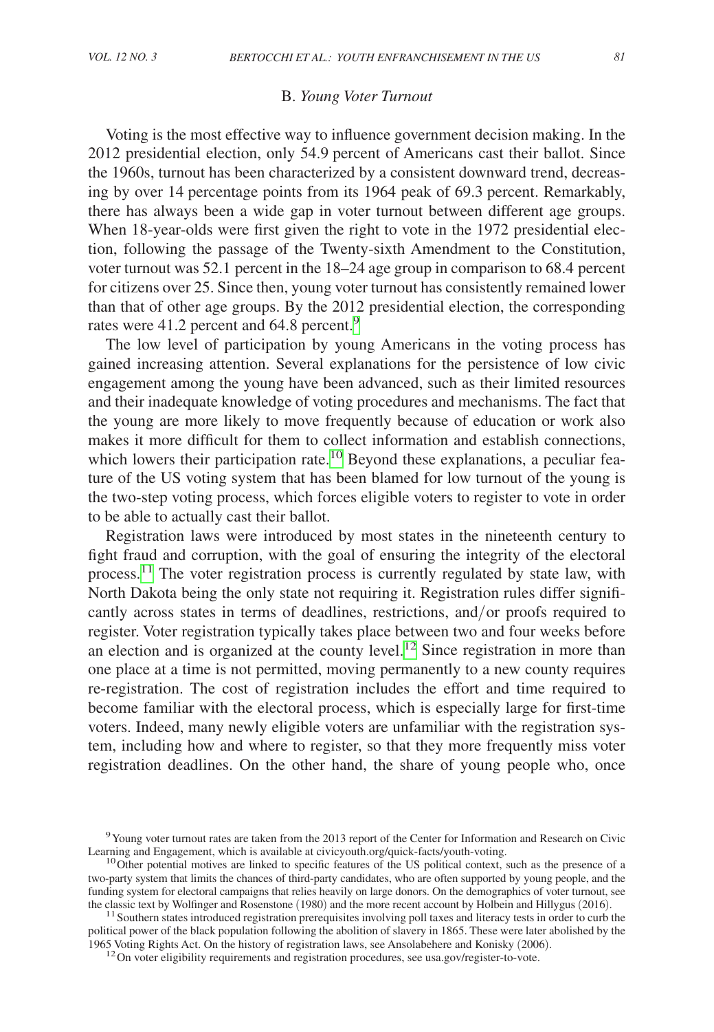### B. *Young Voter Turnout*

Voting is the most effective way to influence government decision making. In the 2012 presidential election, only 54.9 percent of Americans cast their ballot. Since the 1960s, turnout has been characterized by a consistent downward trend, decreasing by over 14 percentage points from its 1964 peak of 69.3 percent. Remarkably, there has always been a wide gap in voter turnout between different age groups. When 18-year-olds were first given the right to vote in the 1972 presidential election, following the passage of the Twenty-sixth Amendment to the Constitution, voter turnout was 52.1 percent in the 18–24 age group in comparison to 68.4 percent for citizens over 25. Since then, young voter turnout has consistently remained lower than that of other age groups. By the 2012 presidential election, the corresponding rates were 41.2 percent and 64.8 percent.[9]

The low level of participation by young Americans in the voting process has gained increasing attention. Several explanations for the persistence of low civic engagement among the young have been advanced, such as their limited resources and their inadequate knowledge of voting procedures and mechanisms. The fact that the young are more likely to move frequently because of education or work also makes it more difficult for them to collect information and establish connections, which lowers their participation rate.[10] Beyond these explanations, a peculiar feature of the US voting system that has been blamed for low turnout of the young is the two-step voting process, which forces eligible voters to register to vote in order to be able to actually cast their ballot.

Registration laws were introduced by most states in the nineteenth century to fight fraud and corruption, with the goal of ensuring the integrity of the electoral process.[11] The voter registration process is currently regulated by state law, with North Dakota being the only state not requiring it. Registration rules differ significantly across states in terms of deadlines, restrictions, and/or proofs required to register. Voter registration typically takes place between two and four weeks before an election and is organized at the county level.[12] Since registration in more than one place at a time is not permitted, moving permanently to a new county requires re-registration. The cost of registration includes the effort and time required to become familiar with the electoral process, which is especially large for first-time voters. Indeed, many newly eligible voters are unfamiliar with the registration system, including how and where to register, so that they more frequently miss voter registration deadlines. On the other hand, the share of young people who, once

[9] Young voter turnout rates are taken from the 2013 report of the Center for Information and Research on Civic Learning and Engagement, which is available at civicyouth.org/quick-facts/youth-voting.

[10] Other potential motives are linked to specific features of the US political context, such as the presence of a two-party system that limits the chances of third-party candidates, who are often supported by young people, and the funding system for electoral campaigns that relies heavily on large donors. On the demographics of voter turnout, see the classic text by Wolfinger and Rosenstone (1980) and the more recent account by Holbein and Hillygus (2016).

[11] Southern states introduced registration prerequisites involving poll taxes and literacy tests in order to curb the political power of the black population following the abolition of slavery in 1865. These were later abolished by the 1965 Voting Rights Act. On the history of registration laws, see Ansolabehere and Konisky (2006).

[12] On voter eligibility requirements and registration procedures, see usa.gov/register-to-vote.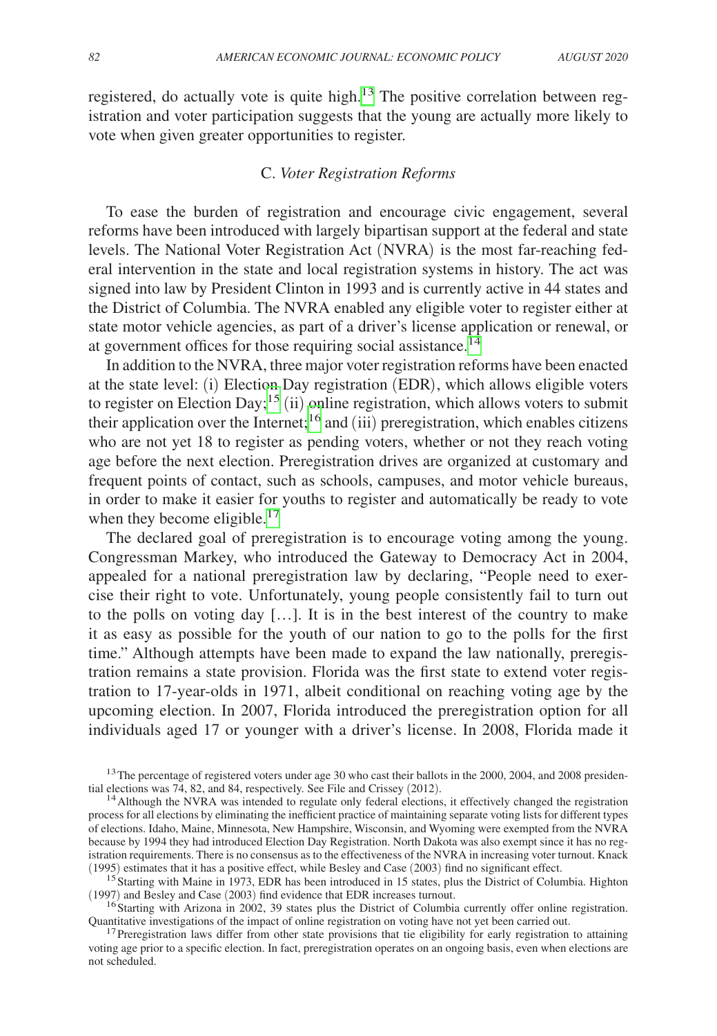registered, do actually vote is quite high.[13] The positive correlation between registration and voter participation suggests that the young are actually more likely to vote when given greater opportunities to register.

### C. *Voter Registration Reforms*

To ease the burden of registration and encourage civic engagement, several reforms have been introduced with largely bipartisan support at the federal and state levels. The National Voter Registration Act (NVRA) is the most far-reaching federal intervention in the state and local registration systems in history. The act was signed into law by President Clinton in 1993 and is currently active in 44 states and the District of Columbia. The NVRA enabled any eligible voter to register either at state motor vehicle agencies, as part of a driver's license application or renewal, or at government offices for those requiring social assistance.[14]

In addition to the NVRA, three major voter registration reforms have been enacted at the state level: (i) Election Day registration (EDR), which allows eligible voters to register on Election Day;[15] (ii) online registration, which allows voters to submit their application over the Internet;[16] and (iii) preregistration, which enables citizens who are not yet 18 to register as pending voters, whether or not they reach voting age before the next election. Preregistration drives are organized at customary and frequent points of contact, such as schools, campuses, and motor vehicle bureaus, in order to make it easier for youths to register and automatically be ready to vote when they become eligible.[17]

The declared goal of preregistration is to encourage voting among the young. Congressman Markey, who introduced the Gateway to Democracy Act in 2004, appealed for a national preregistration law by declaring, "People need to exercise their right to vote. Unfortunately, young people consistently fail to turn out to the polls on voting day […]. It is in the best interest of the country to make it as easy as possible for the youth of our nation to go to the polls for the first time." Although attempts have been made to expand the law nationally, preregistration remains a state provision. Florida was the first state to extend voter registration to 17-year-olds in 1971, albeit conditional on reaching voting age by the upcoming election. In 2007, Florida introduced the preregistration option for all individuals aged 17 or younger with a driver's license. In 2008, Florida made it

---

[13] The percentage of registered voters under age 30 who cast their ballots in the 2000, 2004, and 2008 presidential elections was 74, 82, and 84, respectively. See File and Crissey (2012).

[14] Although the NVRA was intended to regulate only federal elections, it effectively changed the registration process for all elections by eliminating the inefficient practice of maintaining separate voting lists for different types of elections. Idaho, Maine, Minnesota, New Hampshire, Wisconsin, and Wyoming were exempted from the NVRA because by 1994 they had introduced Election Day Registration. North Dakota was also exempt since it has no registration requirements. There is no consensus as to the effectiveness of the NVRA in increasing voter turnout. Knack (1995) estimates that it has a positive effect, while Besley and Case (2003) find no significant effect.

[15] Starting with Maine in 1973, EDR has been introduced in 15 states, plus the District of Columbia. Highton (1997) and Besley and Case (2003) find evidence that EDR increases turnout.

[16] Starting with Arizona in 2002, 39 states plus the District of Columbia currently offer online registration. Quantitative investigations of the impact of online registration on voting have not yet been carried out.

[17] Preregistration laws differ from other state provisions that tie eligibility for early registration to attaining voting age prior to a specific election. In fact, preregistration operates on an ongoing basis, even when elections are not scheduled.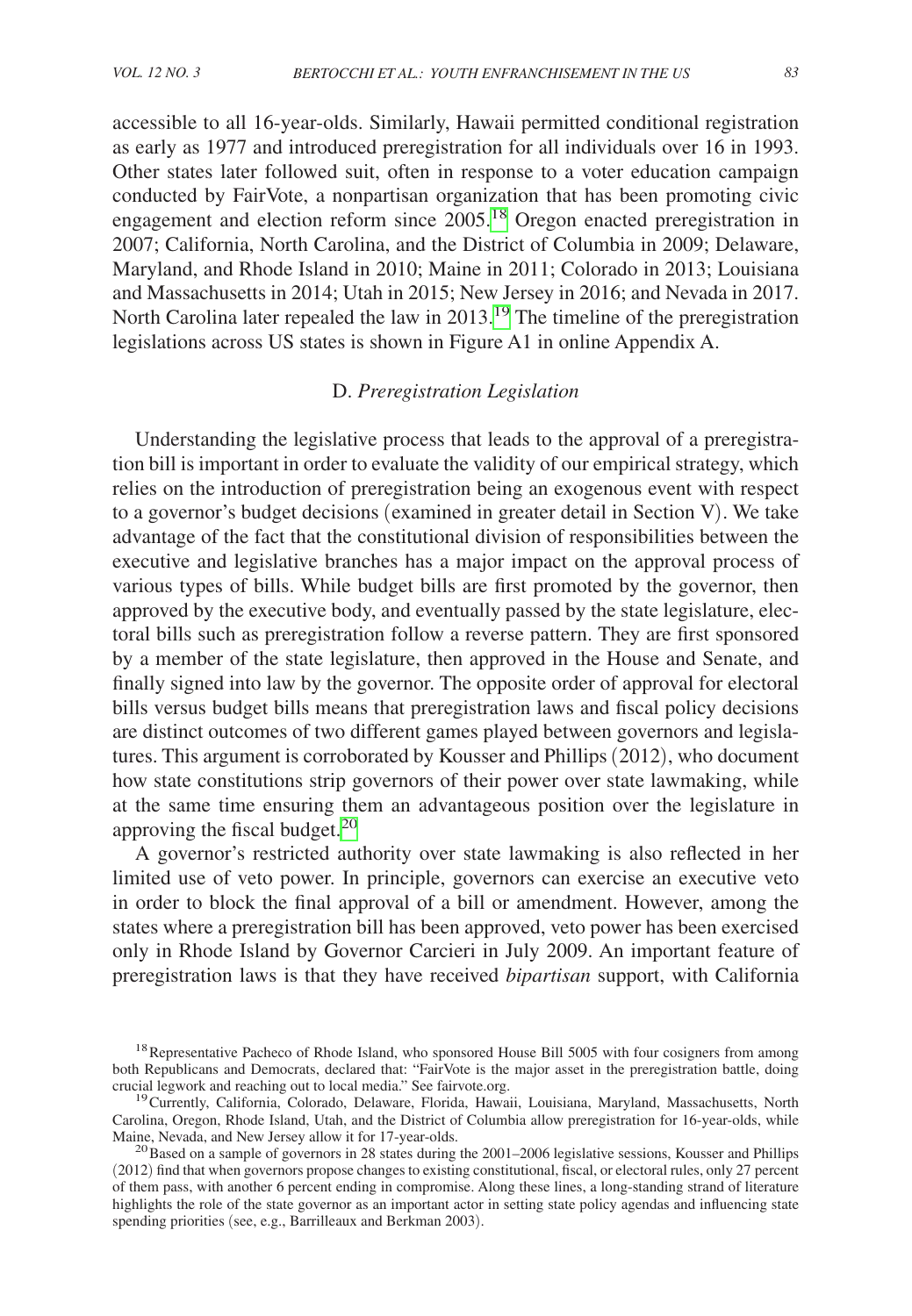accessible to all 16-year-olds. Similarly, Hawaii permitted conditional registration as early as 1977 and introduced preregistration for all individuals over 16 in 1993. Other states later followed suit, often in response to a voter education campaign conducted by FairVote, a nonpartisan organization that has been promoting civic engagement and election reform since 2005.[18] Oregon enacted preregistration in 2007; California, North Carolina, and the District of Columbia in 2009; Delaware, Maryland, and Rhode Island in 2010; Maine in 2011; Colorado in 2013; Louisiana and Massachusetts in 2014; Utah in 2015; New Jersey in 2016; and Nevada in 2017. North Carolina later repealed the law in 2013.[19] The timeline of the preregistration legislations across US states is shown in Figure A1 in online Appendix A.

### D. *Preregistration Legislation*

Understanding the legislative process that leads to the approval of a preregistration bill is important in order to evaluate the validity of our empirical strategy, which relies on the introduction of preregistration being an exogenous event with respect to a governor's budget decisions (examined in greater detail in Section V). We take advantage of the fact that the constitutional division of responsibilities between the executive and legislative branches has a major impact on the approval process of various types of bills. While budget bills are first promoted by the governor, then approved by the executive body, and eventually passed by the state legislature, electoral bills such as preregistration follow a reverse pattern. They are first sponsored by a member of the state legislature, then approved in the House and Senate, and finally signed into law by the governor. The opposite order of approval for electoral bills versus budget bills means that preregistration laws and fiscal policy decisions are distinct outcomes of two different games played between governors and legislatures. This argument is corroborated by Kousser and Phillips (2012), who document how state constitutions strip governors of their power over state lawmaking, while at the same time ensuring them an advantageous position over the legislature in approving the fiscal budget.[20]

A governor's restricted authority over state lawmaking is also reflected in her limited use of veto power. In principle, governors can exercise an executive veto in order to block the final approval of a bill or amendment. However, among the states where a preregistration bill has been approved, veto power has been exercised only in Rhode Island by Governor Carcieri in July 2009. An important feature of preregistration laws is that they have received *bipartisan* support, with California

[18] Representative Pacheco of Rhode Island, who sponsored House Bill 5005 with four cosigners from among both Republicans and Democrats, declared that: "FairVote is the major asset in the preregistration battle, doing crucial legwork and reaching out to local media." See fairvote.org.

[19] Currently, California, Colorado, Delaware, Florida, Hawaii, Louisiana, Maryland, Massachusetts, North Carolina, Oregon, Rhode Island, Utah, and the District of Columbia allow preregistration for 16-year-olds, while Maine, Nevada, and New Jersey allow it for 17-year-olds.

[20] Based on a sample of governors in 28 states during the 2001–2006 legislative sessions, Kousser and Phillips (2012) find that when governors propose changes to existing constitutional, fiscal, or electoral rules, only 27 percent of them pass, with another 6 percent ending in compromise. Along these lines, a long-standing strand of literature highlights the role of the state governor as an important actor in setting state policy agendas and influencing state spending priorities (see, e.g., Barrilleaux and Berkman 2003).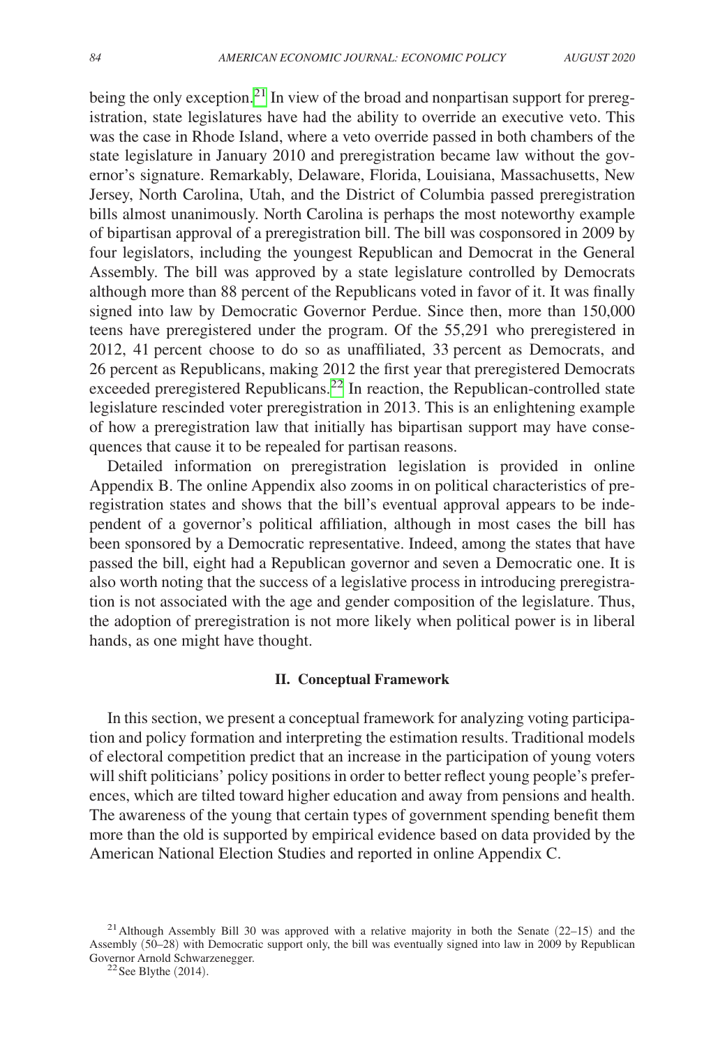being the only exception.[21] In view of the broad and nonpartisan support for preregistration, state legislatures have had the ability to override an executive veto. This was the case in Rhode Island, where a veto override passed in both chambers of the state legislature in January 2010 and preregistration became law without the governor's signature. Remarkably, Delaware, Florida, Louisiana, Massachusetts, New Jersey, North Carolina, Utah, and the District of Columbia passed preregistration bills almost unanimously. North Carolina is perhaps the most noteworthy example of bipartisan approval of a preregistration bill. The bill was cosponsored in 2009 by four legislators, including the youngest Republican and Democrat in the General Assembly. The bill was approved by a state legislature controlled by Democrats although more than 88 percent of the Republicans voted in favor of it. It was finally signed into law by Democratic Governor Perdue. Since then, more than 150,000 teens have preregistered under the program. Of the 55,291 who preregistered in 2012, 41 percent choose to do so as unaffiliated, 33 percent as Democrats, and 26 percent as Republicans, making 2012 the first year that preregistered Democrats exceeded preregistered Republicans.[22] In reaction, the Republican-controlled state legislature rescinded voter preregistration in 2013. This is an enlightening example of how a preregistration law that initially has bipartisan support may have consequences that cause it to be repealed for partisan reasons.

Detailed information on preregistration legislation is provided in online Appendix B. The online Appendix also zooms in on political characteristics of preregistration states and shows that the bill's eventual approval appears to be independent of a governor's political affiliation, although in most cases the bill has been sponsored by a Democratic representative. Indeed, among the states that have passed the bill, eight had a Republican governor and seven a Democratic one. It is also worth noting that the success of a legislative process in introducing preregistration is not associated with the age and gender composition of the legislature. Thus, the adoption of preregistration is not more likely when political power is in liberal hands, as one might have thought.

## II. Conceptual Framework

In this section, we present a conceptual framework for analyzing voting participation and policy formation and interpreting the estimation results. Traditional models of electoral competition predict that an increase in the participation of young voters will shift politicians' policy positions in order to better reflect young people's preferences, which are tilted toward higher education and away from pensions and health. The awareness of the young that certain types of government spending benefit them more than the old is supported by empirical evidence based on data provided by the American National Election Studies and reported in online Appendix C.

[21] Although Assembly Bill 30 was approved with a relative majority in both the Senate (22–15) and the Assembly (50–28) with Democratic support only, the bill was eventually signed into law in 2009 by Republican Governor Arnold Schwarzenegger.

[22] See Blythe (2014).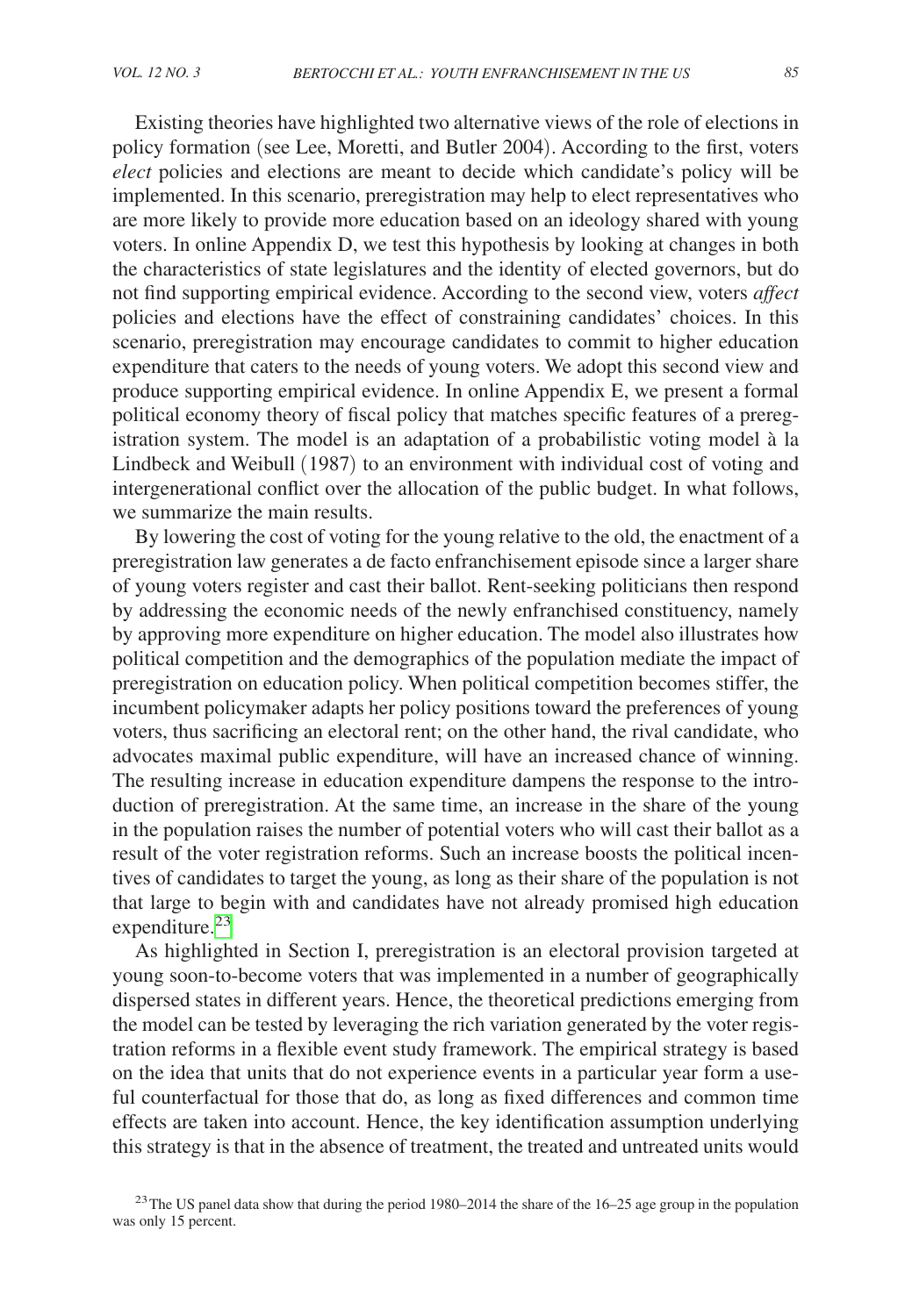Existing theories have highlighted two alternative views of the role of elections in policy formation (see Lee, Moretti, and Butler 2004). According to the first, voters *elect* policies and elections are meant to decide which candidate's policy will be implemented. In this scenario, preregistration may help to elect representatives who are more likely to provide more education based on an ideology shared with young voters. In online Appendix D, we test this hypothesis by looking at changes in both the characteristics of state legislatures and the identity of elected governors, but do not find supporting empirical evidence. According to the second view, voters *affect* policies and elections have the effect of constraining candidates' choices. In this scenario, preregistration may encourage candidates to commit to higher education expenditure that caters to the needs of young voters. We adopt this second view and produce supporting empirical evidence. In online Appendix E, we present a formal political economy theory of fiscal policy that matches specific features of a preregistration system. The model is an adaptation of a probabilistic voting model à la Lindbeck and Weibull (1987) to an environment with individual cost of voting and intergenerational conflict over the allocation of the public budget. In what follows, we summarize the main results.

By lowering the cost of voting for the young relative to the old, the enactment of a preregistration law generates a de facto enfranchisement episode since a larger share of young voters register and cast their ballot. Rent-seeking politicians then respond by addressing the economic needs of the newly enfranchised constituency, namely by approving more expenditure on higher education. The model also illustrates how political competition and the demographics of the population mediate the impact of preregistration on education policy. When political competition becomes stiffer, the incumbent policymaker adapts her policy positions toward the preferences of young voters, thus sacrificing an electoral rent; on the other hand, the rival candidate, who advocates maximal public expenditure, will have an increased chance of winning. The resulting increase in education expenditure dampens the response to the introduction of preregistration. At the same time, an increase in the share of the young in the population raises the number of potential voters who will cast their ballot as a result of the voter registration reforms. Such an increase boosts the political incentives of candidates to target the young, as long as their share of the population is not that large to begin with and candidates have not already promised high education expenditure.[23]

As highlighted in Section I, preregistration is an electoral provision targeted at young soon-to-become voters that was implemented in a number of geographically dispersed states in different years. Hence, the theoretical predictions emerging from the model can be tested by leveraging the rich variation generated by the voter registration reforms in a flexible event study framework. The empirical strategy is based on the idea that units that do not experience events in a particular year form a useful counterfactual for those that do, as long as fixed differences and common time effects are taken into account. Hence, the key identification assumption underlying this strategy is that in the absence of treatment, the treated and untreated units would

[23] The US panel data show that during the period 1980–2014 the share of the 16–25 age group in the population was only 15 percent.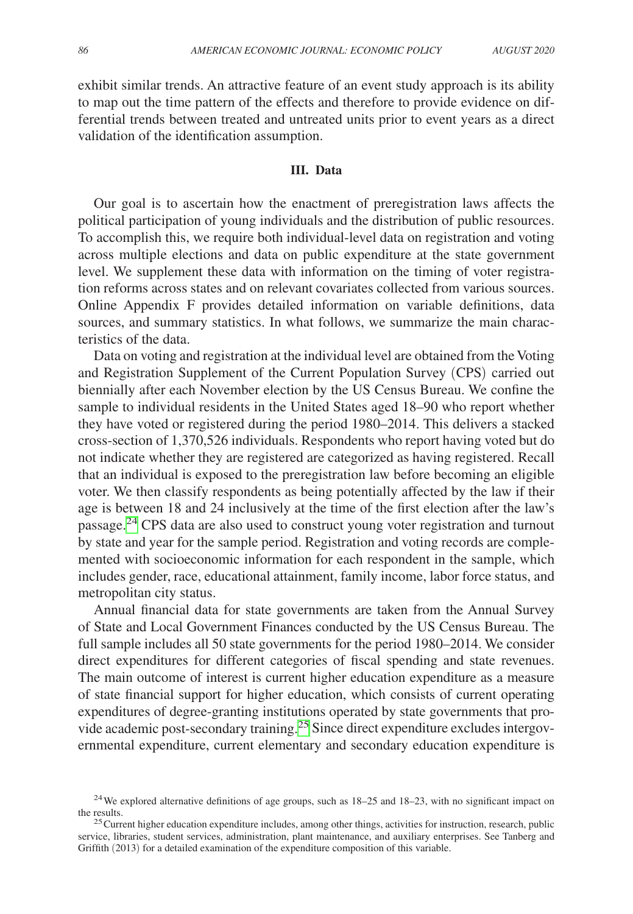exhibit similar trends. An attractive feature of an event study approach is its ability to map out the time pattern of the effects and therefore to provide evidence on differential trends between treated and untreated units prior to event years as a direct validation of the identification assumption.

## III. Data

Our goal is to ascertain how the enactment of preregistration laws affects the political participation of young individuals and the distribution of public resources. To accomplish this, we require both individual-level data on registration and voting across multiple elections and data on public expenditure at the state government level. We supplement these data with information on the timing of voter registration reforms across states and on relevant covariates collected from various sources. Online Appendix F provides detailed information on variable definitions, data sources, and summary statistics. In what follows, we summarize the main characteristics of the data.

Data on voting and registration at the individual level are obtained from the Voting and Registration Supplement of the Current Population Survey (CPS) carried out biennially after each November election by the US Census Bureau. We confine the sample to individual residents in the United States aged 18–90 who report whether they have voted or registered during the period 1980–2014. This delivers a stacked cross-section of 1,370,526 individuals. Respondents who report having voted but do not indicate whether they are registered are categorized as having registered. Recall that an individual is exposed to the preregistration law before becoming an eligible voter. We then classify respondents as being potentially affected by the law if their age is between 18 and 24 inclusively at the time of the first election after the law's passage.[24] CPS data are also used to construct young voter registration and turnout by state and year for the sample period. Registration and voting records are complemented with socioeconomic information for each respondent in the sample, which includes gender, race, educational attainment, family income, labor force status, and metropolitan city status.

Annual financial data for state governments are taken from the Annual Survey of State and Local Government Finances conducted by the US Census Bureau. The full sample includes all 50 state governments for the period 1980–2014. We consider direct expenditures for different categories of fiscal spending and state revenues. The main outcome of interest is current higher education expenditure as a measure of state financial support for higher education, which consists of current operating expenditures of degree-granting institutions operated by state governments that provide academic post-secondary training.[25] Since direct expenditure excludes intergovernmental expenditure, current elementary and secondary education expenditure is

[24] We explored alternative definitions of age groups, such as 18–25 and 18–23, with no significant impact on the results.

[25] Current higher education expenditure includes, among other things, activities for instruction, research, public service, libraries, student services, administration, plant maintenance, and auxiliary enterprises. See Tanberg and Griffith (2013) for a detailed examination of the expenditure composition of this variable.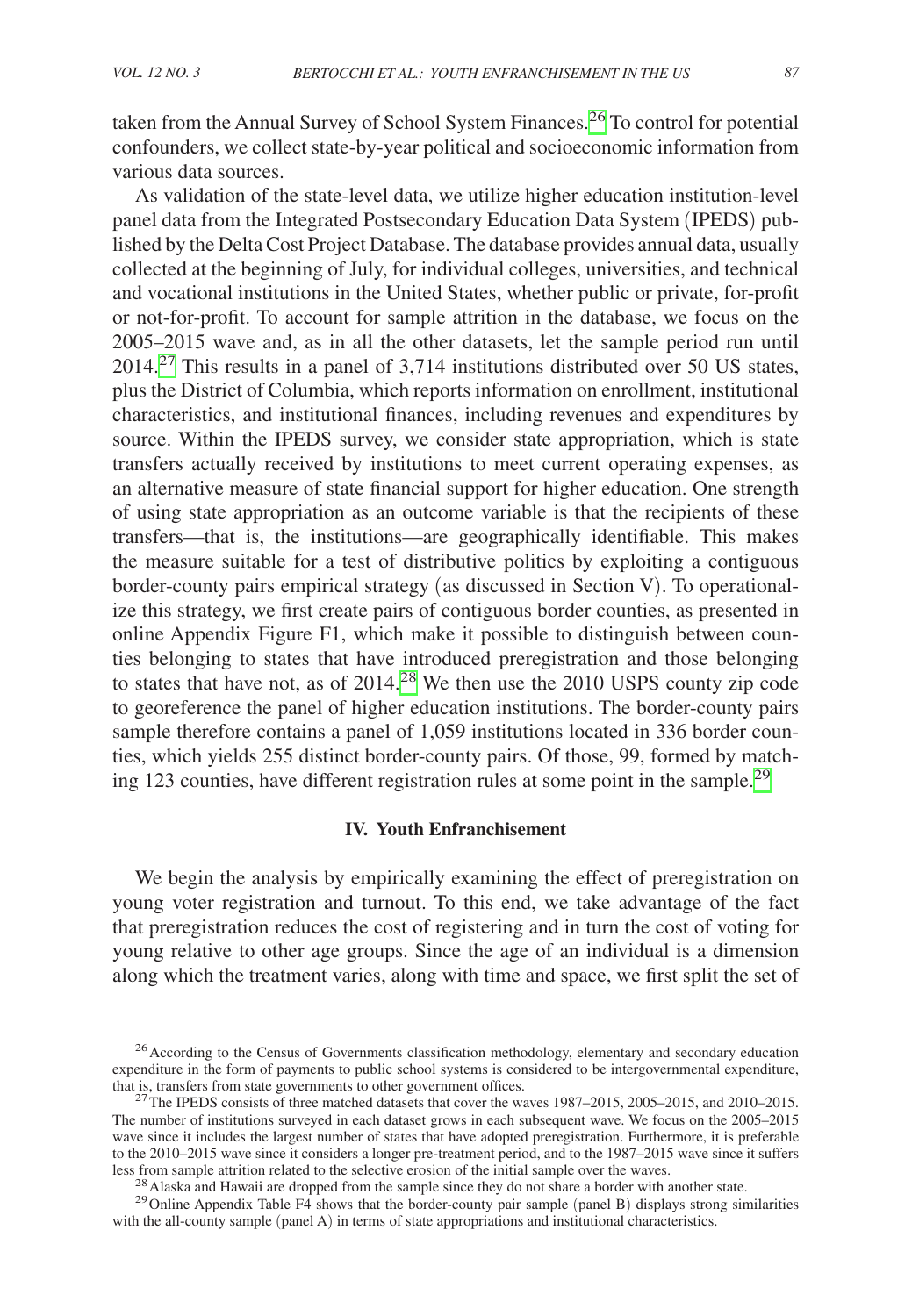taken from the Annual Survey of School System Finances.[26] To control for potential confounders, we collect state-by-year political and socioeconomic information from various data sources.

As validation of the state-level data, we utilize higher education institution-level panel data from the Integrated Postsecondary Education Data System (IPEDS) published by the Delta Cost Project Database. The database provides annual data, usually collected at the beginning of July, for individual colleges, universities, and technical and vocational institutions in the United States, whether public or private, for-profit or not-for-profit. To account for sample attrition in the database, we focus on the 2005–2015 wave and, as in all the other datasets, let the sample period run until 2014.[27] This results in a panel of 3,714 institutions distributed over 50 US states, plus the District of Columbia, which reports information on enrollment, institutional characteristics, and institutional finances, including revenues and expenditures by source. Within the IPEDS survey, we consider state appropriation, which is state transfers actually received by institutions to meet current operating expenses, as an alternative measure of state financial support for higher education. One strength of using state appropriation as an outcome variable is that the recipients of these transfers—that is, the institutions—are geographically identifiable. This makes the measure suitable for a test of distributive politics by exploiting a contiguous border-county pairs empirical strategy (as discussed in Section V). To operationalize this strategy, we first create pairs of contiguous border counties, as presented in online Appendix Figure F1, which make it possible to distinguish between counties belonging to states that have introduced preregistration and those belonging to states that have not, as of 2014.[28] We then use the 2010 USPS county zip code to georeference the panel of higher education institutions. The border-county pairs sample therefore contains a panel of 1,059 institutions located in 336 border counties, which yields 255 distinct border-county pairs. Of those, 99, formed by matching 123 counties, have different registration rules at some point in the sample.[29]

## IV. Youth Enfranchisement

We begin the analysis by empirically examining the effect of preregistration on young voter registration and turnout. To this end, we take advantage of the fact that preregistration reduces the cost of registering and in turn the cost of voting for young relative to other age groups. Since the age of an individual is a dimension along which the treatment varies, along with time and space, we first split the set of

[26] According to the Census of Governments classification methodology, elementary and secondary education expenditure in the form of payments to public school systems is considered to be intergovernmental expenditure, that is, transfers from state governments to other government offices.

[27] The IPEDS consists of three matched datasets that cover the waves 1987–2015, 2005–2015, and 2010–2015. The number of institutions surveyed in each dataset grows in each subsequent wave. We focus on the 2005–2015 wave since it includes the largest number of states that have adopted preregistration. Furthermore, it is preferable to the 2010–2015 wave since it considers a longer pre-treatment period, and to the 1987–2015 wave since it suffers less from sample attrition related to the selective erosion of the initial sample over the waves.

[28] Alaska and Hawaii are dropped from the sample since they do not share a border with another state.

[29] Online Appendix Table F4 shows that the border-county pair sample (panel B) displays strong similarities with the all-county sample (panel A) in terms of state appropriations and institutional characteristics.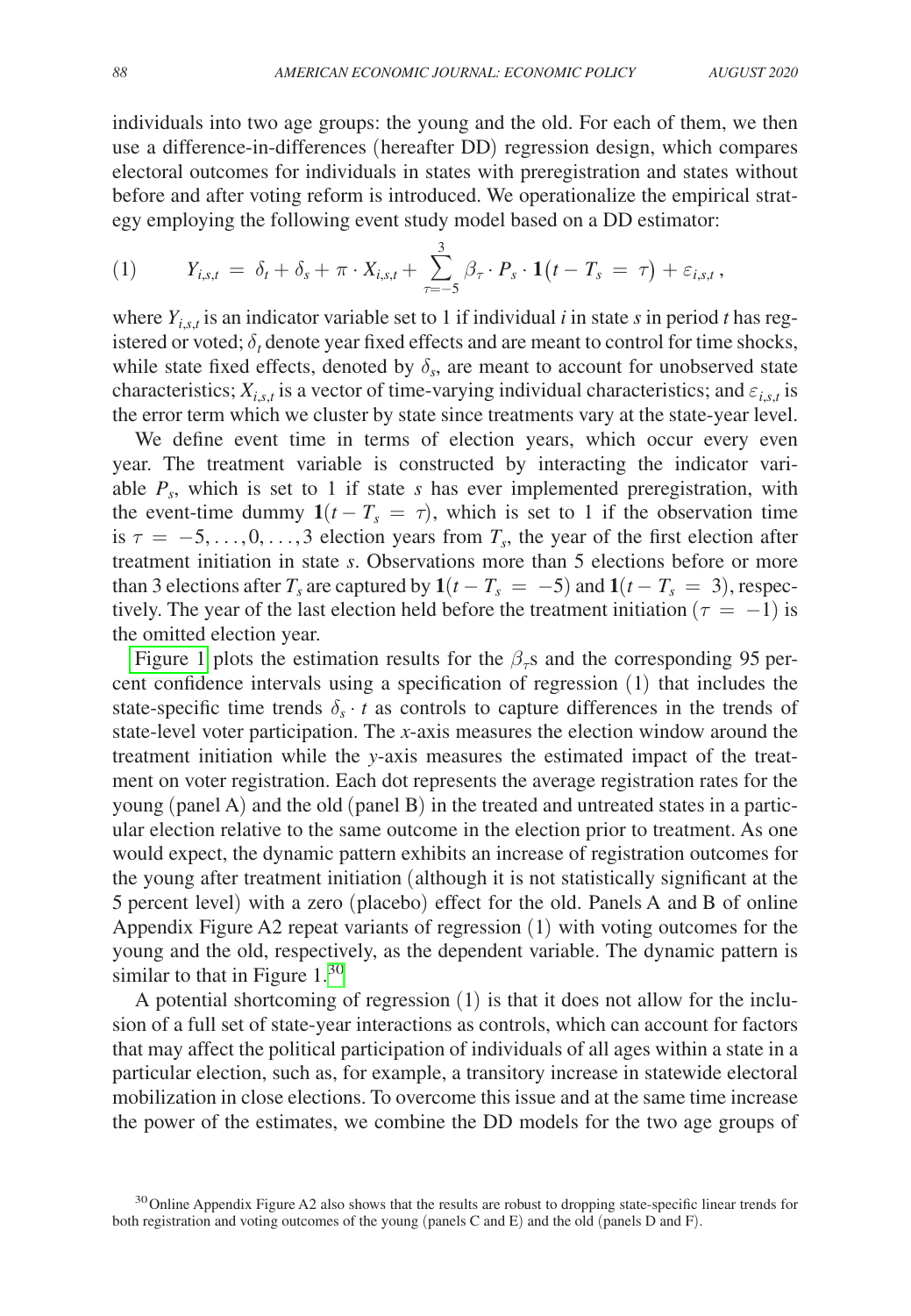individuals into two age groups: the young and the old. For each of them, we then use a difference-in-differences (hereafter DD) regression design, which compares electoral outcomes for individuals in states with preregistration and states without before and after voting reform is introduced. We operationalize the empirical strategy employing the following event study model based on a DD estimator:

$$(1) \qquad Y_{i,s,t} = \delta_t + \delta_s + \pi \cdot X_{i,s,t} + \sum_{\tau=-5}^{3} \beta_\tau \cdot P_s \cdot \mathbf{1}(t - T_s = \tau) + \varepsilon_{i,s,t},$$

where $Y_{i,s,t}$ is an indicator variable set to 1 if individual $i$ in state $s$ in period $t$ has registered or voted; $\delta_t$ denote year fixed effects and are meant to control for time shocks, while state fixed effects, denoted by $\delta_s$, are meant to account for unobserved state characteristics; $X_{i,s,t}$ is a vector of time-varying individual characteristics; and $\varepsilon_{i,s,t}$ is the error term which we cluster by state since treatments vary at the state-year level.

We define event time in terms of election years, which occur every even year. The treatment variable is constructed by interacting the indicator variable $P_s$, which is set to 1 if state $s$ has ever implemented preregistration, with the event-time dummy $\mathbf{1}(t - T_s = \tau)$, which is set to 1 if the observation time is $\tau = -5, \ldots, 0, \ldots, 3$ election years from $T_s$, the year of the first election after treatment initiation in state $s$. Observations more than 5 elections before or more than 3 elections after $T_s$ are captured by $\mathbf{1}(t - T_s = -5)$ and $\mathbf{1}(t - T_s = 3)$, respectively. The year of the last election held before the treatment initiation ($\tau = -1$) is the omitted election year.

Figure 1 plots the estimation results for the $\beta_\tau$s and the corresponding 95 percent confidence intervals using a specification of regression (1) that includes the state-specific time trends $\delta_s \cdot t$ as controls to capture differences in the trends of state-level voter participation. The $x$-axis measures the election window around the treatment initiation while the $y$-axis measures the estimated impact of the treatment on voter registration. Each dot represents the average registration rates for the young (panel A) and the old (panel B) in the treated and untreated states in a particular election relative to the same outcome in the election prior to treatment. As one would expect, the dynamic pattern exhibits an increase of registration outcomes for the young after treatment initiation (although it is not statistically significant at the 5 percent level) with a zero (placebo) effect for the old. Panels A and B of online Appendix Figure A2 repeat variants of regression (1) with voting outcomes for the young and the old, respectively, as the dependent variable. The dynamic pattern is similar to that in Figure 1.[30]

A potential shortcoming of regression (1) is that it does not allow for the inclusion of a full set of state-year interactions as controls, which can account for factors that may affect the political participation of individuals of all ages within a state in a particular election, such as, for example, a transitory increase in statewide electoral mobilization in close elections. To overcome this issue and at the same time increase the power of the estimates, we combine the DD models for the two age groups of

[30] Online Appendix Figure A2 also shows that the results are robust to dropping state-specific linear trends for both registration and voting outcomes of the young (panels C and E) and the old (panels D and F).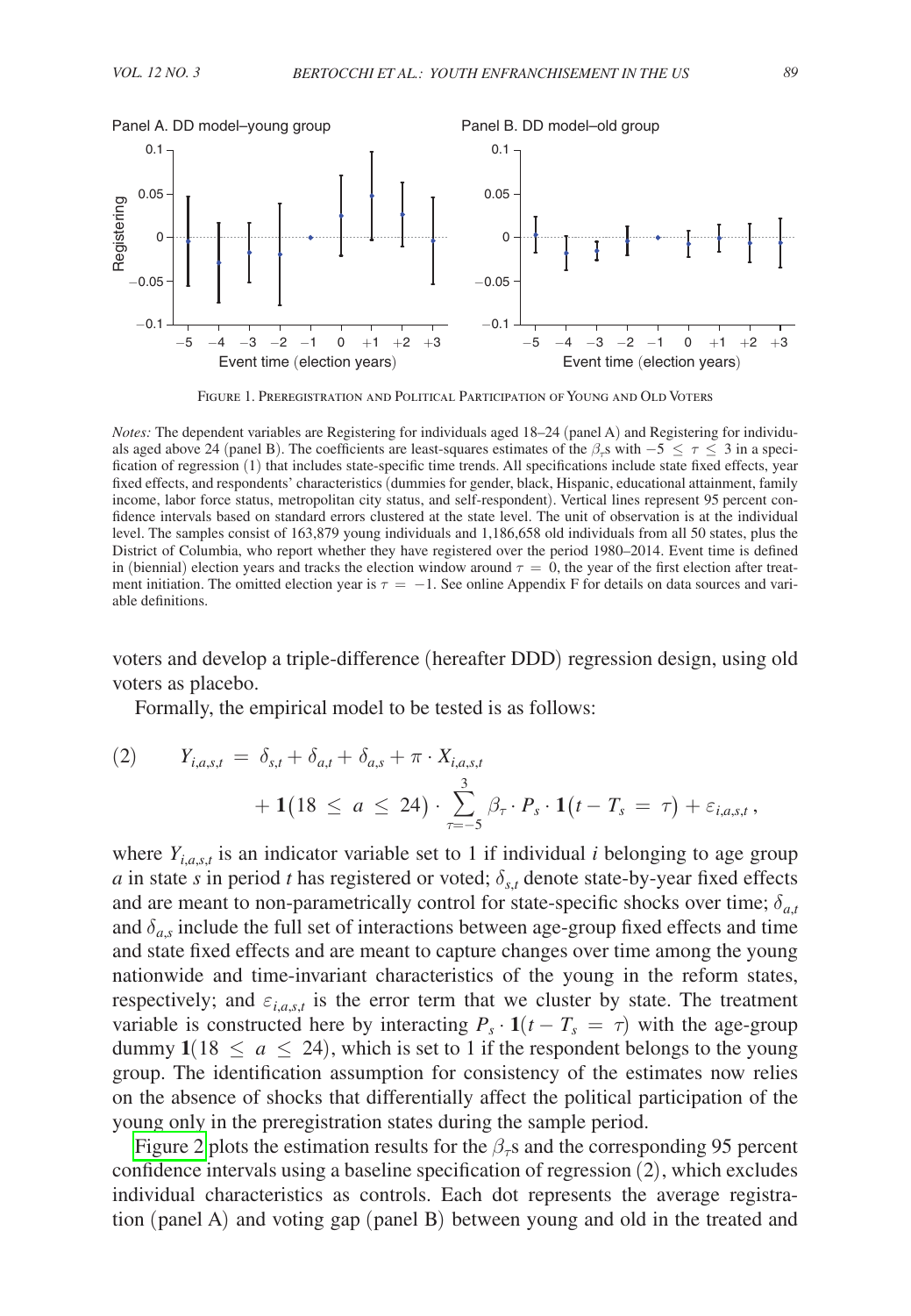Panel A. DD model–young group

Panel B. DD model–old group

Figure 1. Preregistration and Political Participation of Young and Old Voters

*Notes:* The dependent variables are Registering for individuals aged 18–24 (panel A) and Registering for individuals aged above 24 (panel B). The coefficients are least-squares estimates of the $\beta_\tau$s with $-5 \leq \tau \leq 3$ in a specification of regression (1) that includes state-specific time trends. All specifications include state fixed effects, year fixed effects, and respondents' characteristics (dummies for gender, black, Hispanic, educational attainment, family income, labor force status, metropolitan city status, and self-respondent). Vertical lines represent 95 percent confidence intervals based on standard errors clustered at the state level. The unit of observation is at the individual level. The samples consist of 163,879 young individuals and 1,186,658 old individuals from all 50 states, plus the District of Columbia, who report whether they have registered over the period 1980–2014. Event time is defined in (biennial) election years and tracks the election window around $\tau = 0$, the year of the first election after treatment initiation. The omitted election year is $\tau = -1$. See online Appendix F for details on data sources and variable definitions.

voters and develop a triple-difference (hereafter DDD) regression design, using old voters as placebo.

Formally, the empirical model to be tested is as follows:

$$(2) \qquad Y_{i,a,s,t} = \delta_{s,t} + \delta_{a,t} + \delta_{a,s} + \pi \cdot X_{i,a,s,t} + \mathbf{1}(18 \leq a \leq 24) \cdot \sum_{\tau=-5}^{3} \beta_\tau \cdot P_s \cdot \mathbf{1}(t - T_s = \tau) + \varepsilon_{i,a,s,t},$$

where $Y_{i,a,s,t}$ is an indicator variable set to 1 if individual $i$ belonging to age group $a$ in state $s$ in period $t$ has registered or voted; $\delta_{s,t}$ denote state-by-year fixed effects and are meant to non-parametrically control for state-specific shocks over time; $\delta_{a,t}$ and $\delta_{a,s}$ include the full set of interactions between age-group fixed effects and time and state fixed effects and are meant to capture changes over time among the young nationwide and time-invariant characteristics of the young in the reform states, respectively; and $\varepsilon_{i,a,s,t}$ is the error term that we cluster by state. The treatment variable is constructed here by interacting $P_s \cdot \mathbf{1}(t - T_s = \tau)$ with the age-group dummy $\mathbf{1}(18 \leq a \leq 24)$, which is set to 1 if the respondent belongs to the young group. The identification assumption for consistency of the estimates now relies on the absence of shocks that differentially affect the political participation of the young only in the preregistration states during the sample period.

Figure 2 plots the estimation results for the $\beta_\tau$s and the corresponding 95 percent confidence intervals using a baseline specification of regression (2), which excludes individual characteristics as controls. Each dot represents the average registration (panel A) and voting gap (panel B) between young and old in the treated and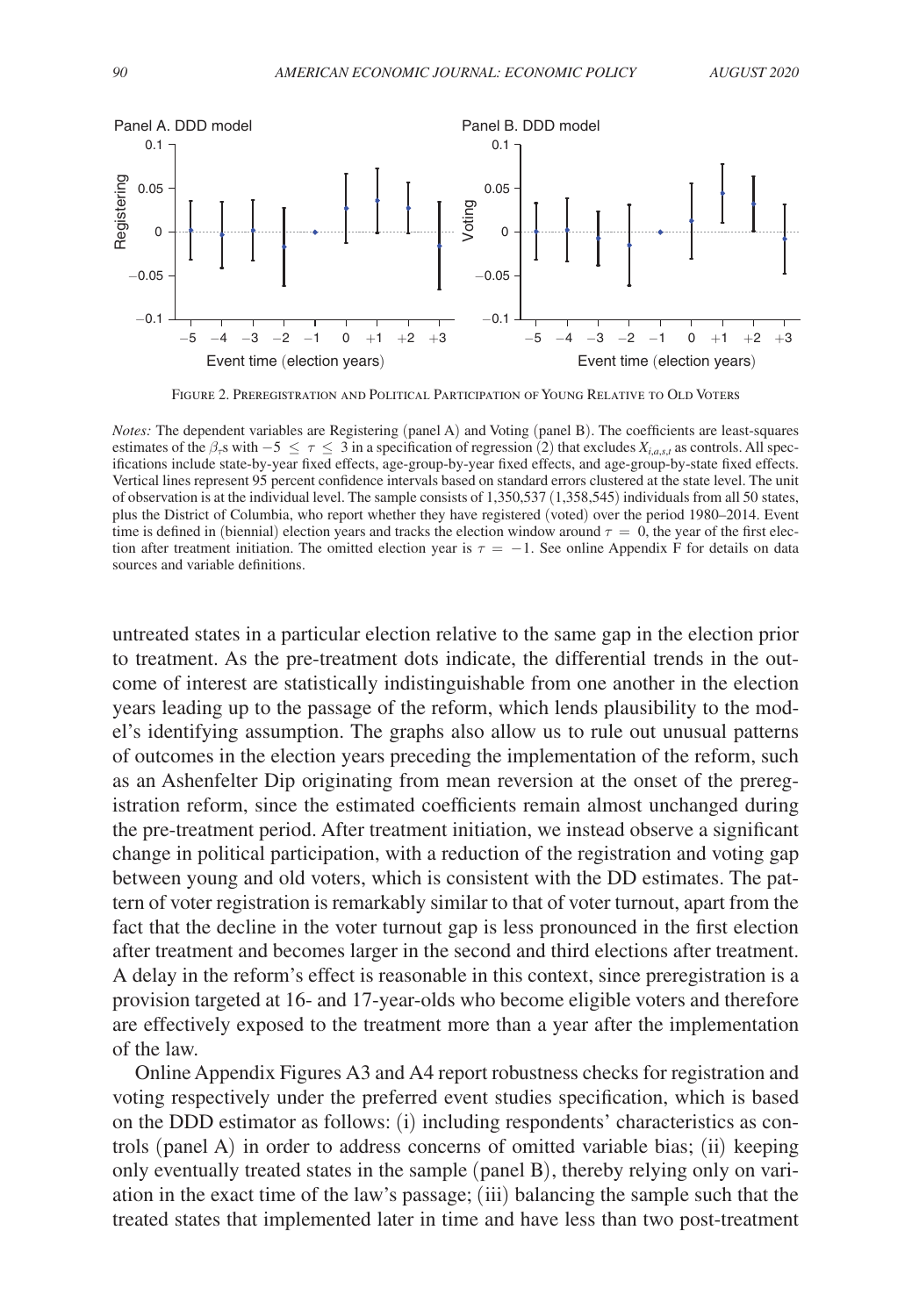Figure 2. Preregistration and Political Participation of Young Relative to Old Voters

*Notes:* The dependent variables are Registering (panel A) and Voting (panel B). The coefficients are least-squares estimates of the $\beta_\tau$s with $-5 \leq \tau \leq 3$ in a specification of regression (2) that excludes $X_{i,a,s,t}$ as controls. All specifications include state-by-year fixed effects, age-group-by-year fixed effects, and age-group-by-state fixed effects. Vertical lines represent 95 percent confidence intervals based on standard errors clustered at the state level. The unit of observation is at the individual level. The sample consists of 1,350,537 (1,358,545) individuals from all 50 states, plus the District of Columbia, who report whether they have registered (voted) over the period 1980–2014. Event time is defined in (biennial) election years and tracks the election window around $\tau = 0$, the year of the first election after treatment initiation. The omitted election year is $\tau = -1$. See online Appendix F for details on data sources and variable definitions.

untreated states in a particular election relative to the same gap in the election prior to treatment. As the pre-treatment dots indicate, the differential trends in the outcome of interest are statistically indistinguishable from one another in the election years leading up to the passage of the reform, which lends plausibility to the model's identifying assumption. The graphs also allow us to rule out unusual patterns of outcomes in the election years preceding the implementation of the reform, such as an Ashenfelter Dip originating from mean reversion at the onset of the preregistration reform, since the estimated coefficients remain almost unchanged during the pre-treatment period. After treatment initiation, we instead observe a significant change in political participation, with a reduction of the registration and voting gap between young and old voters, which is consistent with the DD estimates. The pattern of voter registration is remarkably similar to that of voter turnout, apart from the fact that the decline in the voter turnout gap is less pronounced in the first election after treatment and becomes larger in the second and third elections after treatment. A delay in the reform's effect is reasonable in this context, since preregistration is a provision targeted at 16- and 17-year-olds who become eligible voters and therefore are effectively exposed to the treatment more than a year after the implementation of the law.

Online Appendix Figures A3 and A4 report robustness checks for registration and voting respectively under the preferred event studies specification, which is based on the DDD estimator as follows: (i) including respondents' characteristics as controls (panel A) in order to address concerns of omitted variable bias; (ii) keeping only eventually treated states in the sample (panel B), thereby relying only on variation in the exact time of the law's passage; (iii) balancing the sample such that the treated states that implemented later in time and have less than two post-treatment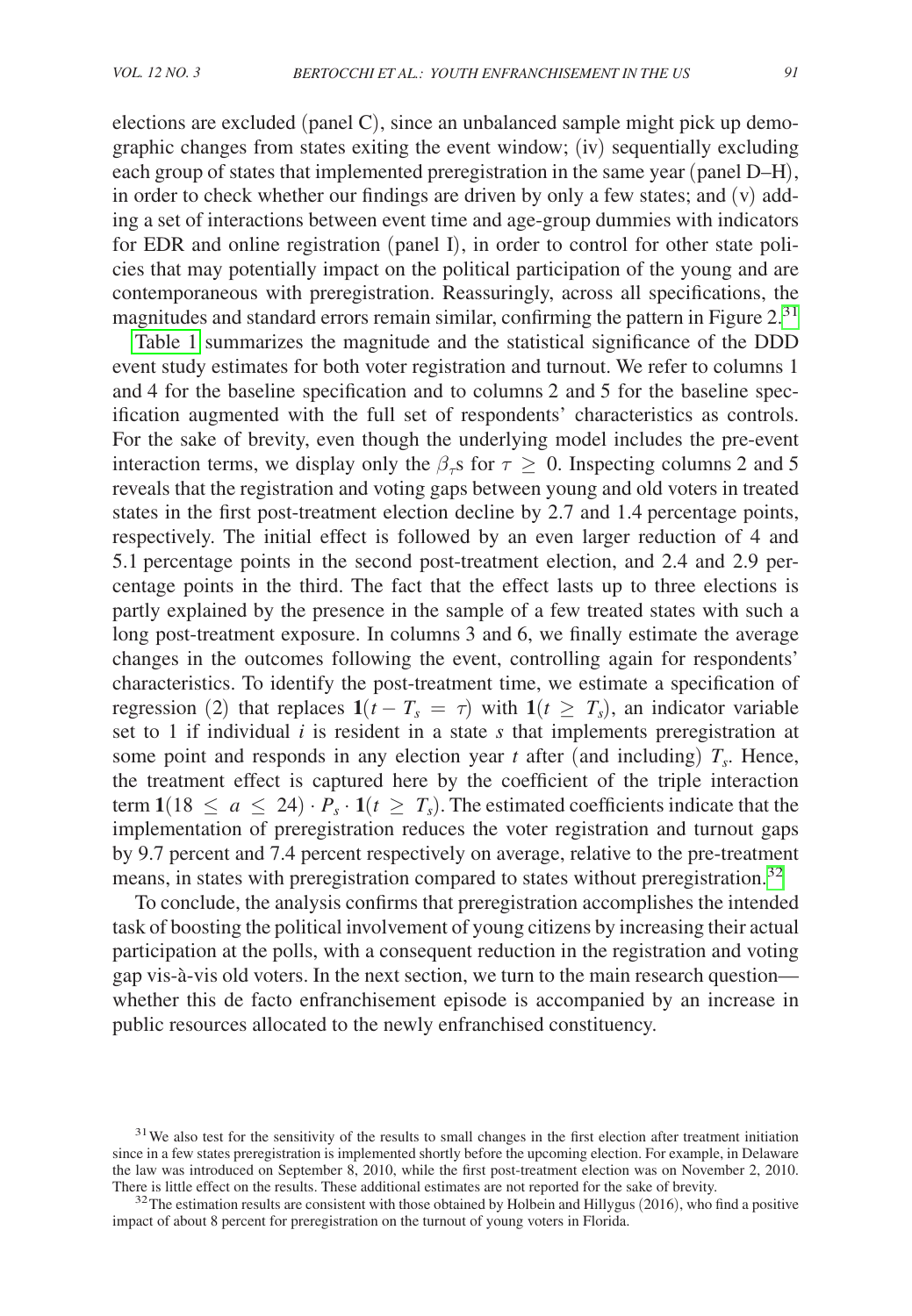elections are excluded (panel C), since an unbalanced sample might pick up demographic changes from states exiting the event window; (iv) sequentially excluding each group of states that implemented preregistration in the same year (panel D–H), in order to check whether our findings are driven by only a few states; and (v) adding a set of interactions between event time and age-group dummies with indicators for EDR and online registration (panel I), in order to control for other state policies that may potentially impact on the political participation of the young and are contemporaneous with preregistration. Reassuringly, across all specifications, the magnitudes and standard errors remain similar, confirming the pattern in Figure 2.[31]

Table 1 summarizes the magnitude and the statistical significance of the DDD event study estimates for both voter registration and turnout. We refer to columns 1 and 4 for the baseline specification and to columns 2 and 5 for the baseline specification augmented with the full set of respondents' characteristics as controls. For the sake of brevity, even though the underlying model includes the pre-event interaction terms, we display only the $\beta_\tau$s for $\tau \geq 0$. Inspecting columns 2 and 5 reveals that the registration and voting gaps between young and old voters in treated states in the first post-treatment election decline by 2.7 and 1.4 percentage points, respectively. The initial effect is followed by an even larger reduction of 4 and 5.1 percentage points in the second post-treatment election, and 2.4 and 2.9 percentage points in the third. The fact that the effect lasts up to three elections is partly explained by the presence in the sample of a few treated states with such a long post-treatment exposure. In columns 3 and 6, we finally estimate the average changes in the outcomes following the event, controlling again for respondents' characteristics. To identify the post-treatment time, we estimate a specification of regression (2) that replaces $\mathbf{1}(t - T_s = \tau)$ with $\mathbf{1}(t \geq T_s)$, an indicator variable set to 1 if individual $i$ is resident in a state $s$ that implements preregistration at some point and responds in any election year $t$ after (and including) $T_s$. Hence, the treatment effect is captured here by the coefficient of the triple interaction term $\mathbf{1}(18 \leq a \leq 24) \cdot P_s \cdot \mathbf{1}(t \geq T_s)$. The estimated coefficients indicate that the implementation of preregistration reduces the voter registration and turnout gaps by 9.7 percent and 7.4 percent respectively on average, relative to the pre-treatment means, in states with preregistration compared to states without preregistration.[32]

To conclude, the analysis confirms that preregistration accomplishes the intended task of boosting the political involvement of young citizens by increasing their actual participation at the polls, with a consequent reduction in the registration and voting gap vis-à-vis old voters. In the next section, we turn to the main research question—whether this de facto enfranchisement episode is accompanied by an increase in public resources allocated to the newly enfranchised constituency.

[31] We also test for the sensitivity of the results to small changes in the first election after treatment initiation since in a few states preregistration is implemented shortly before the upcoming election. For example, in Delaware the law was introduced on September 8, 2010, while the first post-treatment election was on November 2, 2010. There is little effect on the results. These additional estimates are not reported for the sake of brevity.

[32] The estimation results are consistent with those obtained by Holbein and Hillygus (2016), who find a positive impact of about 8 percent for preregistration on the turnout of young voters in Florida.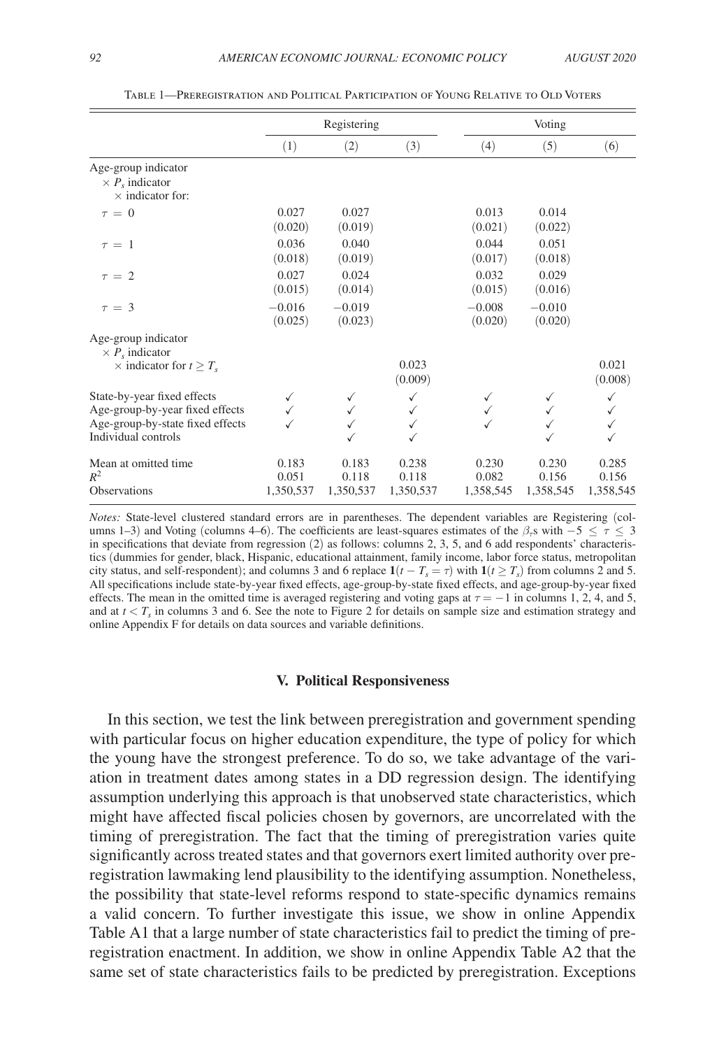Table 1—Preregistration and Political Participation of Young Relative to Old Voters

| | Registering | | | Voting | | |
|---|---|---|---|---|---|---|
| | (1) | (2) | (3) | (4) | (5) | (6) |
| Age-group indicator $\times$ $P_s$ indicator $\times$ indicator for: | | | | | | |
| $\tau = 0$ | 0.027 | 0.027 | | 0.013 | 0.014 | |
| | (0.020) | (0.019) | | (0.021) | (0.022) | |
| $\tau = 1$ | 0.036 | 0.040 | | 0.044 | 0.051 | |
| | (0.018) | (0.019) | | (0.017) | (0.018) | |
| $\tau = 2$ | 0.027 | 0.024 | | 0.032 | 0.029 | |
| | (0.015) | (0.014) | | (0.015) | (0.016) | |
| $\tau = 3$ | −0.016 | −0.019 | | −0.008 | −0.010 | |
| | (0.025) | (0.023) | | (0.020) | (0.020) | |
| Age-group indicator $\times$ $P_s$ indicator $\times$ indicator for $t \geq T_s$ | | | 0.023 | | | 0.021 |
| | | | (0.009) | | | (0.008) |
| State-by-year fixed effects | ✓ | ✓ | ✓ | ✓ | ✓ | ✓ |
| Age-group-by-year fixed effects | ✓ | ✓ | ✓ | ✓ | ✓ | ✓ |
| Age-group-by-state fixed effects | ✓ | ✓ | ✓ | ✓ | ✓ | ✓ |
| Individual controls | | ✓ | ✓ | | ✓ | ✓ |
| Mean at omitted time | 0.183 | 0.183 | 0.238 | 0.230 | 0.230 | 0.285 |
| $R^2$ | 0.051 | 0.118 | 0.118 | 0.082 | 0.156 | 0.156 |
| Observations | 1,350,537 | 1,350,537 | 1,350,537 | 1,358,545 | 1,358,545 | 1,358,545 |

*Notes:* State-level clustered standard errors are in parentheses. The dependent variables are Registering (columns 1–3) and Voting (columns 4–6). The coefficients are least-squares estimates of the $\beta_\tau$s with $-5 \leq \tau \leq 3$ in specifications that deviate from regression (2) as follows: columns 2, 3, 5, and 6 add respondents' characteristics (dummies for gender, black, Hispanic, educational attainment, family income, labor force status, metropolitan city status, and self-respondent); and columns 3 and 6 replace $\mathbf{1}(t - T_s = \tau)$ with $\mathbf{1}(t \geq T_s)$ from columns 2 and 5. All specifications include state-by-year fixed effects, age-group-by-state fixed effects, and age-group-by-year fixed effects. The mean in the omitted time is averaged registering and voting gaps at $\tau = -1$ in columns 1, 2, 4, and 5, and at $t < T_s$ in columns 3 and 6. See the note to Figure 2 for details on sample size and estimation strategy and online Appendix F for details on data sources and variable definitions.

## V. Political Responsiveness

In this section, we test the link between preregistration and government spending with particular focus on higher education expenditure, the type of policy for which the young have the strongest preference. To do so, we take advantage of the variation in treatment dates among states in a DD regression design. The identifying assumption underlying this approach is that unobserved state characteristics, which might have affected fiscal policies chosen by governors, are uncorrelated with the timing of preregistration. The fact that the timing of preregistration varies quite significantly across treated states and that governors exert limited authority over preregistration lawmaking lend plausibility to the identifying assumption. Nonetheless, the possibility that state-level reforms respond to state-specific dynamics remains a valid concern. To further investigate this issue, we show in online Appendix Table A1 that a large number of state characteristics fail to predict the timing of preregistration enactment. In addition, we show in online Appendix Table A2 that the same set of state characteristics fails to be predicted by preregistration. Exceptions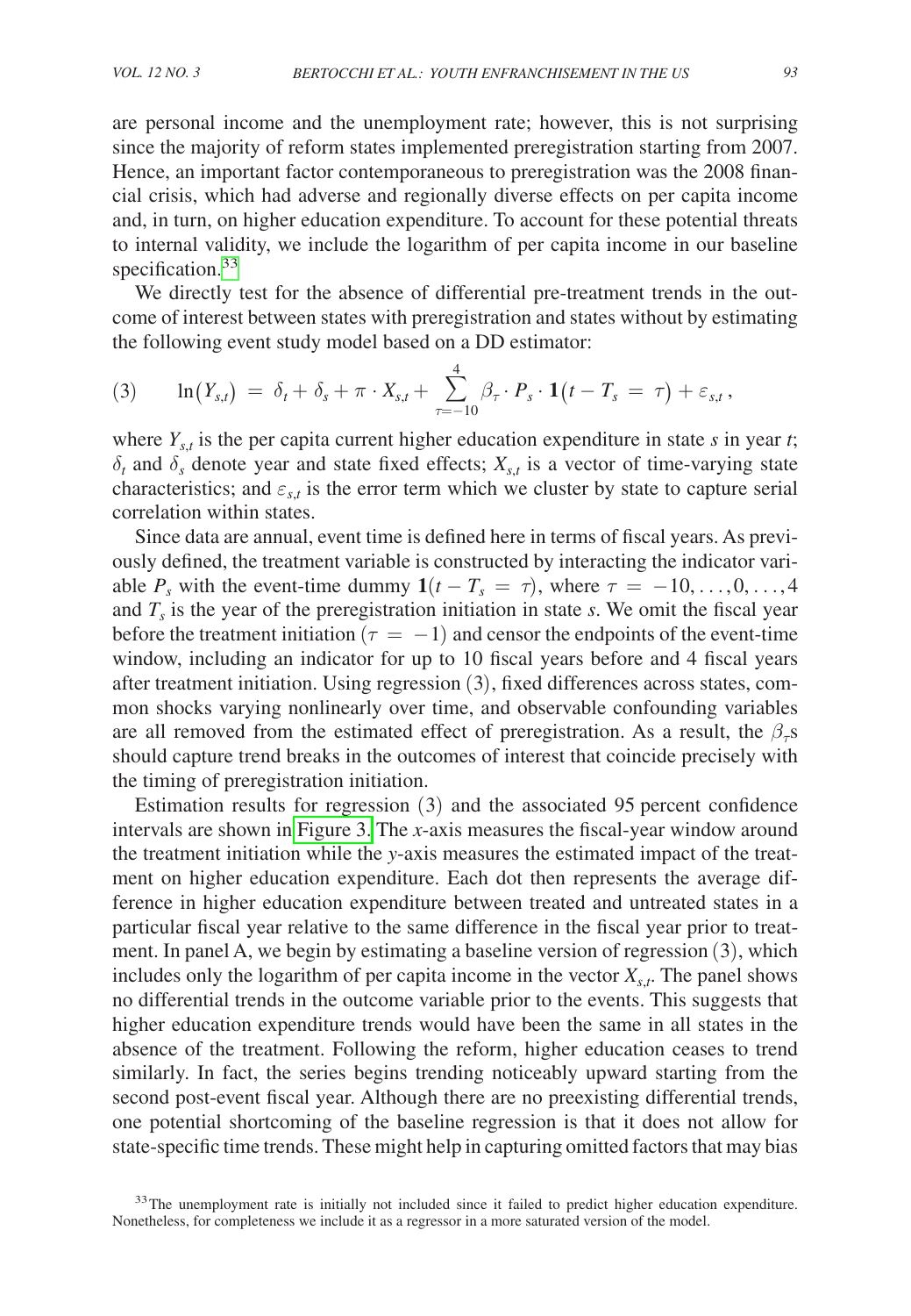are personal income and the unemployment rate; however, this is not surprising since the majority of reform states implemented preregistration starting from 2007. Hence, an important factor contemporaneous to preregistration was the 2008 financial crisis, which had adverse and regionally diverse effects on per capita income and, in turn, on higher education expenditure. To account for these potential threats to internal validity, we include the logarithm of per capita income in our baseline specification.[33]

We directly test for the absence of differential pre-treatment trends in the outcome of interest between states with preregistration and states without by estimating the following event study model based on a DD estimator:

$$(3) \qquad \ln(Y_{s,t}) = \delta_t + \delta_s + \pi \cdot X_{s,t} + \sum_{\tau=-10}^{4} \beta_\tau \cdot P_s \cdot \mathbf{1}(t - T_s = \tau) + \varepsilon_{s,t},$$

where $Y_{s,t}$ is the per capita current higher education expenditure in state $s$ in year $t$; $\delta_t$ and $\delta_s$ denote year and state fixed effects; $X_{s,t}$ is a vector of time-varying state characteristics; and $\varepsilon_{s,t}$ is the error term which we cluster by state to capture serial correlation within states.

Since data are annual, event time is defined here in terms of fiscal years. As previously defined, the treatment variable is constructed by interacting the indicator variable $P_s$ with the event-time dummy $\mathbf{1}(t - T_s = \tau)$, where $\tau = -10, \ldots, 0, \ldots, 4$ and $T_s$ is the year of the preregistration initiation in state $s$. We omit the fiscal year before the treatment initiation ($\tau = -1$) and censor the endpoints of the event-time window, including an indicator for up to 10 fiscal years before and 4 fiscal years after treatment initiation. Using regression (3), fixed differences across states, common shocks varying nonlinearly over time, and observable confounding variables are all removed from the estimated effect of preregistration. As a result, the $\beta_\tau$s should capture trend breaks in the outcomes of interest that coincide precisely with the timing of preregistration initiation.

Estimation results for regression (3) and the associated 95 percent confidence intervals are shown in Figure 3. The $x$-axis measures the fiscal-year window around the treatment initiation while the $y$-axis measures the estimated impact of the treatment on higher education expenditure. Each dot then represents the average difference in higher education expenditure between treated and untreated states in a particular fiscal year relative to the same difference in the fiscal year prior to treatment. In panel A, we begin by estimating a baseline version of regression (3), which includes only the logarithm of per capita income in the vector $X_{s,t}$. The panel shows no differential trends in the outcome variable prior to the events. This suggests that higher education expenditure trends would have been the same in all states in the absence of the treatment. Following the reform, higher education ceases to trend similarly. In fact, the series begins trending noticeably upward starting from the second post-event fiscal year. Although there are no preexisting differential trends, one potential shortcoming of the baseline regression is that it does not allow for state-specific time trends. These might help in capturing omitted factors that may bias

[33] The unemployment rate is initially not included since it failed to predict higher education expenditure. Nonetheless, for completeness we include it as a regressor in a more saturated version of the model.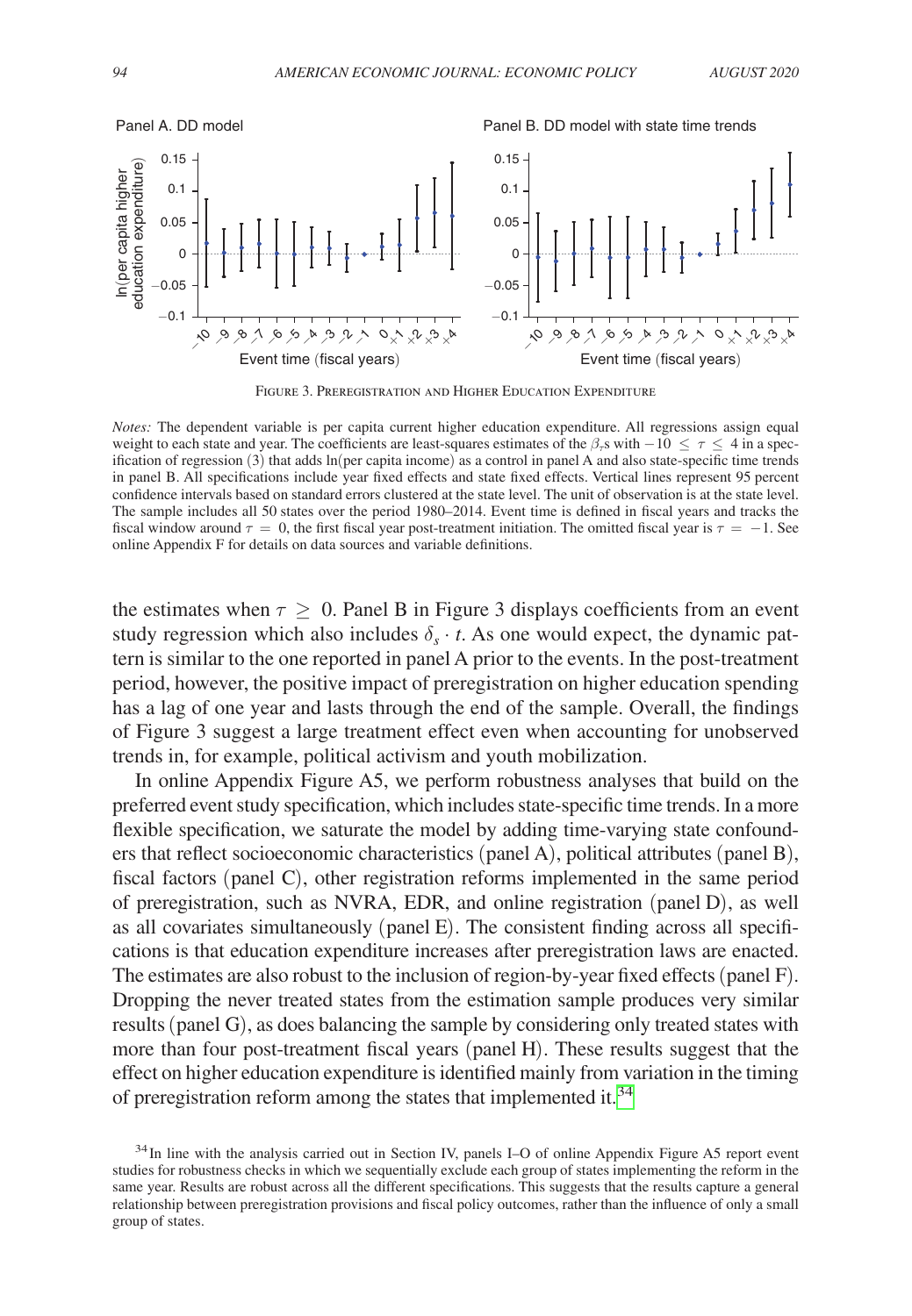Panel A. DD model

Panel B. DD model with state time trends

Figure 3. Preregistration and Higher Education Expenditure

*Notes:* The dependent variable is per capita current higher education expenditure. All regressions assign equal weight to each state and year. The coefficients are least-squares estimates of the $\beta_\tau$s with $-10 \leq \tau \leq 4$ in a specification of regression (3) that adds ln(per capita income) as a control in panel A and also state-specific time trends in panel B. All specifications include year fixed effects and state fixed effects. Vertical lines represent 95 percent confidence intervals based on standard errors clustered at the state level. The unit of observation is at the state level. The sample includes all 50 states over the period 1980–2014. Event time is defined in fiscal years and tracks the fiscal window around $\tau = 0$, the first fiscal year post-treatment initiation. The omitted fiscal year is $\tau = -1$. See online Appendix F for details on data sources and variable definitions.

the estimates when $\tau \geq 0$. Panel B in Figure 3 displays coefficients from an event study regression which also includes $\delta_s \cdot t$. As one would expect, the dynamic pattern is similar to the one reported in panel A prior to the events. In the post-treatment period, however, the positive impact of preregistration on higher education spending has a lag of one year and lasts through the end of the sample. Overall, the findings of Figure 3 suggest a large treatment effect even when accounting for unobserved trends in, for example, political activism and youth mobilization.

In online Appendix Figure A5, we perform robustness analyses that build on the preferred event study specification, which includes state-specific time trends. In a more flexible specification, we saturate the model by adding time-varying state confounders that reflect socioeconomic characteristics (panel A), political attributes (panel B), fiscal factors (panel C), other registration reforms implemented in the same period of preregistration, such as NVRA, EDR, and online registration (panel D), as well as all covariates simultaneously (panel E). The consistent finding across all specifications is that education expenditure increases after preregistration laws are enacted. The estimates are also robust to the inclusion of region-by-year fixed effects (panel F). Dropping the never treated states from the estimation sample produces very similar results (panel G), as does balancing the sample by considering only treated states with more than four post-treatment fiscal years (panel H). These results suggest that the effect on higher education expenditure is identified mainly from variation in the timing of preregistration reform among the states that implemented it.[34]

[34] In line with the analysis carried out in Section IV, panels I–O of online Appendix Figure A5 report event studies for robustness checks in which we sequentially exclude each group of states implementing the reform in the same year. Results are robust across all the different specifications. This suggests that the results capture a general relationship between preregistration provisions and fiscal policy outcomes, rather than the influence of only a small group of states.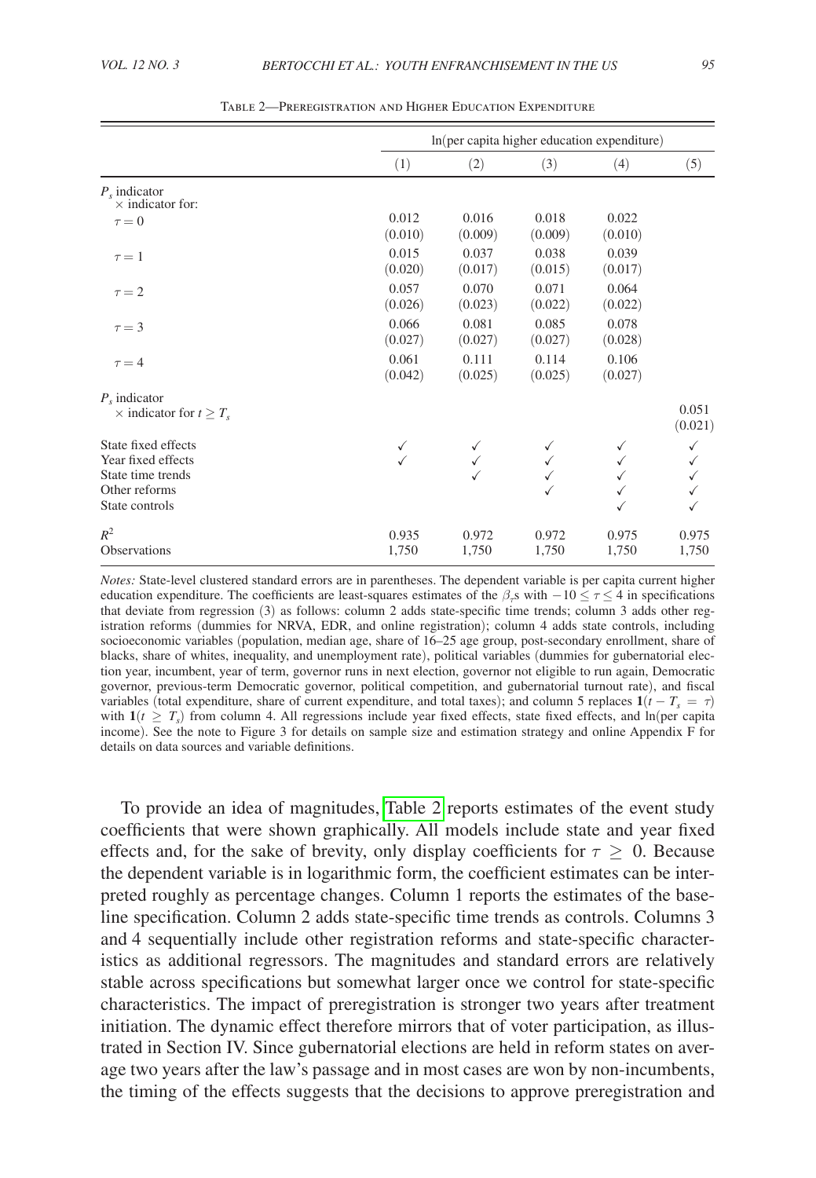Table 2—Preregistration and Higher Education Expenditure

| | ln(per capita higher education expenditure) | | | | |
|---|---|---|---|---|---|
| | (1) | (2) | (3) | (4) | (5) |
| $P_s$ indicator $\times$ indicator for: | | | | | |
| $\tau = 0$ | 0.012 | 0.016 | 0.018 | 0.022 | |
| | (0.010) | (0.009) | (0.009) | (0.010) | |
| $\tau = 1$ | 0.015 | 0.037 | 0.038 | 0.039 | |
| | (0.020) | (0.017) | (0.015) | (0.017) | |
| $\tau = 2$ | 0.057 | 0.070 | 0.071 | 0.064 | |
| | (0.026) | (0.023) | (0.022) | (0.022) | |
| $\tau = 3$ | 0.066 | 0.081 | 0.085 | 0.078 | |
| | (0.027) | (0.027) | (0.027) | (0.028) | |
| $\tau = 4$ | 0.061 | 0.111 | 0.114 | 0.106 | |
| | (0.042) | (0.025) | (0.025) | (0.027) | |
| $P_s$ indicator $\times$ indicator for $t \geq T_s$ | | | | | 0.051 |
| | | | | | (0.021) |
| State fixed effects | ✓ | ✓ | ✓ | ✓ | ✓ |
| Year fixed effects | ✓ | ✓ | ✓ | ✓ | ✓ |
| State time trends | | ✓ | ✓ | ✓ | ✓ |
| Other reforms | | | ✓ | ✓ | ✓ |
| State controls | | | | ✓ | ✓ |
| $R^2$ | 0.935 | 0.972 | 0.972 | 0.975 | 0.975 |
| Observations | 1,750 | 1,750 | 1,750 | 1,750 | 1,750 |

*Notes:* State-level clustered standard errors are in parentheses. The dependent variable is per capita current higher education expenditure. The coefficients are least-squares estimates of the $\beta_\tau$s with $-10 \leq \tau \leq 4$ in specifications that deviate from regression (3) as follows: column 2 adds state-specific time trends; column 3 adds other registration reforms (dummies for NRVA, EDR, and online registration); column 4 adds state controls, including socioeconomic variables (population, median age, share of 16–25 age group, post-secondary enrollment, share of blacks, share of whites, inequality, and unemployment rate), political variables (dummies for gubernatorial election year, incumbent, year of term, governor runs in next election, governor not eligible to run again, Democratic governor, previous-term Democratic governor, political competition, and gubernatorial turnout rate), and fiscal variables (total expenditure, share of current expenditure, and total taxes); and column 5 replaces $\mathbf{1}(t - T_s = \tau)$ with $\mathbf{1}(t \geq T_s)$ from column 4. All regressions include year fixed effects, state fixed effects, and ln(per capita income). See the note to Figure 3 for details on sample size and estimation strategy and online Appendix F for details on data sources and variable definitions.

To provide an idea of magnitudes, Table 2 reports estimates of the event study coefficients that were shown graphically. All models include state and year fixed effects and, for the sake of brevity, only display coefficients for $\tau \geq 0$. Because the dependent variable is in logarithmic form, the coefficient estimates can be interpreted roughly as percentage changes. Column 1 reports the estimates of the baseline specification. Column 2 adds state-specific time trends as controls. Columns 3 and 4 sequentially include other registration reforms and state-specific characteristics as additional regressors. The magnitudes and standard errors are relatively stable across specifications but somewhat larger once we control for state-specific characteristics. The impact of preregistration is stronger two years after treatment initiation. The dynamic effect therefore mirrors that of voter participation, as illustrated in Section IV. Since gubernatorial elections are held in reform states on average two years after the law's passage and in most cases are won by non-incumbents, the timing of the effects suggests that the decisions to approve preregistration and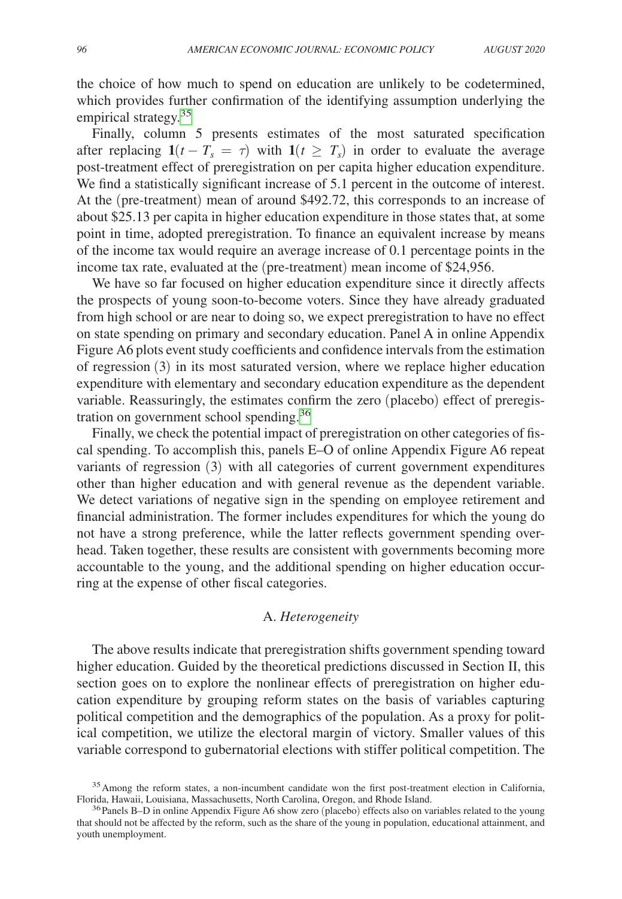the choice of how much to spend on education are unlikely to be codetermined, which provides further confirmation of the identifying assumption underlying the empirical strategy.[35]

Finally, column 5 presents estimates of the most saturated specification after replacing $\mathbf{1}(t - T_s = \tau)$ with $\mathbf{1}(t \geq T_s)$ in order to evaluate the average post-treatment effect of preregistration on per capita higher education expenditure. We find a statistically significant increase of 5.1 percent in the outcome of interest. At the (pre-treatment) mean of around \$492.72, this corresponds to an increase of about \$25.13 per capita in higher education expenditure in those states that, at some point in time, adopted preregistration. To finance an equivalent increase by means of the income tax would require an average increase of 0.1 percentage points in the income tax rate, evaluated at the (pre-treatment) mean income of \$24,956.

We have so far focused on higher education expenditure since it directly affects the prospects of young soon-to-become voters. Since they have already graduated from high school or are near to doing so, we expect preregistration to have no effect on state spending on primary and secondary education. Panel A in online Appendix Figure A6 plots event study coefficients and confidence intervals from the estimation of regression (3) in its most saturated version, where we replace higher education expenditure with elementary and secondary education expenditure as the dependent variable. Reassuringly, the estimates confirm the zero (placebo) effect of preregistration on government school spending.[36]

Finally, we check the potential impact of preregistration on other categories of fiscal spending. To accomplish this, panels E–O of online Appendix Figure A6 repeat variants of regression (3) with all categories of current government expenditures other than higher education and with general revenue as the dependent variable. We detect variations of negative sign in the spending on employee retirement and financial administration. The former includes expenditures for which the young do not have a strong preference, while the latter reflects government spending overhead. Taken together, these results are consistent with governments becoming more accountable to the young, and the additional spending on higher education occurring at the expense of other fiscal categories.

## A. *Heterogeneity*

The above results indicate that preregistration shifts government spending toward higher education. Guided by the theoretical predictions discussed in Section II, this section goes on to explore the nonlinear effects of preregistration on higher education expenditure by grouping reform states on the basis of variables capturing political competition and the demographics of the population. As a proxy for political competition, we utilize the electoral margin of victory. Smaller values of this variable correspond to gubernatorial elections with stiffer political competition. The

[35] Among the reform states, a non-incumbent candidate won the first post-treatment election in California, Florida, Hawaii, Louisiana, Massachusetts, North Carolina, Oregon, and Rhode Island.

[36] Panels B–D in online Appendix Figure A6 show zero (placebo) effects also on variables related to the young that should not be affected by the reform, such as the share of the young in population, educational attainment, and youth unemployment.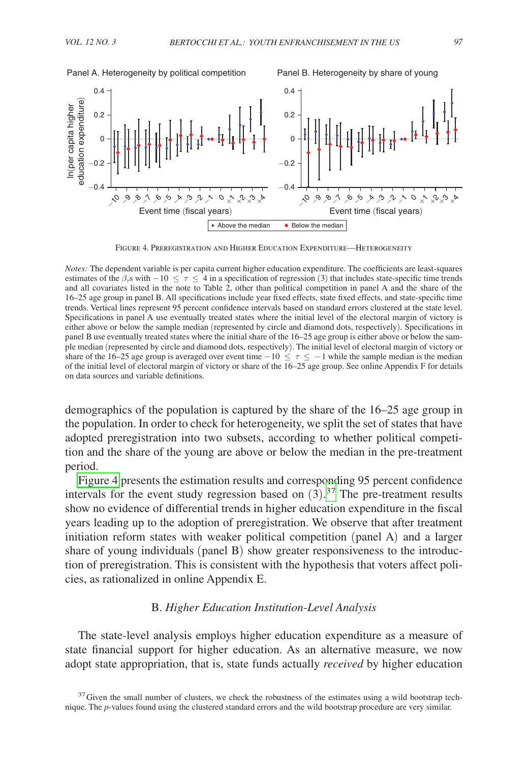Panel A. Heterogeneity by political competition

Panel B. Heterogeneity by share of young

Figure 4. Preregistration and Higher Education Expenditure—Heterogeneity

*Notes:* The dependent variable is per capita current higher education expenditure. The coefficients are least-squares estimates of the $\beta_\tau$s with $-10 \leq \tau \leq 4$ in a specification of regression (3) that includes state-specific time trends and all covariates listed in the note to Table 2, other than political competition in panel A and the share of the 16–25 age group in panel B. All specifications include year fixed effects, state fixed effects, and state-specific time trends. Vertical lines represent 95 percent confidence intervals based on standard errors clustered at the state level. Specifications in panel A use eventually treated states where the initial level of the electoral margin of victory is either above or below the sample median (represented by circle and diamond dots, respectively). Specifications in panel B use eventually treated states where the initial share of the 16–25 age group is either above or below the sample median (represented by circle and diamond dots, respectively). The initial level of electoral margin of victory or share of the 16–25 age group is averaged over event time $-10 \leq \tau \leq -1$ while the sample median is the median of the initial level of electoral margin of victory or share of the 16–25 age group. See online Appendix F for details on data sources and variable definitions.

demographics of the population is captured by the share of the 16–25 age group in the population. In order to check for heterogeneity, we split the set of states that have adopted preregistration into two subsets, according to whether political competition and the share of the young are above or below the median in the pre-treatment period.

Figure 4 presents the estimation results and corresponding 95 percent confidence intervals for the event study regression based on (3).[37] The pre-treatment results show no evidence of differential trends in higher education expenditure in the fiscal years leading up to the adoption of preregistration. We observe that after treatment initiation reform states with weaker political competition (panel A) and a larger share of young individuals (panel B) show greater responsiveness to the introduction of preregistration. This is consistent with the hypothesis that voters affect policies, as rationalized in online Appendix E.

### B. *Higher Education Institution-Level Analysis*

The state-level analysis employs higher education expenditure as a measure of state financial support for higher education. As an alternative measure, we now adopt state appropriation, that is, state funds actually *received* by higher education

[37] Given the small number of clusters, we check the robustness of the estimates using a wild bootstrap technique. The *p*-values found using the clustered standard errors and the wild bootstrap procedure are very similar.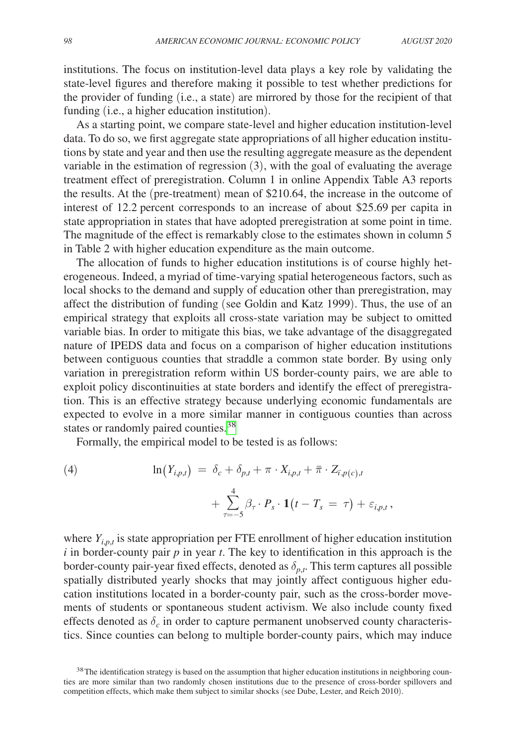institutions. The focus on institution-level data plays a key role by validating the state-level figures and therefore making it possible to test whether predictions for the provider of funding (i.e., a state) are mirrored by those for the recipient of that funding (i.e., a higher education institution).

As a starting point, we compare state-level and higher education institution-level data. To do so, we first aggregate state appropriations of all higher education institutions by state and year and then use the resulting aggregate measure as the dependent variable in the estimation of regression (3), with the goal of evaluating the average treatment effect of preregistration. Column 1 in online Appendix Table A3 reports the results. At the (pre-treatment) mean of \$210.64, the increase in the outcome of interest of 12.2 percent corresponds to an increase of about \$25.69 per capita in state appropriation in states that have adopted preregistration at some point in time. The magnitude of the effect is remarkably close to the estimates shown in column 5 in Table 2 with higher education expenditure as the main outcome.

The allocation of funds to higher education institutions is of course highly heterogeneous. Indeed, a myriad of time-varying spatial heterogeneous factors, such as local shocks to the demand and supply of education other than preregistration, may affect the distribution of funding (see Goldin and Katz 1999). Thus, the use of an empirical strategy that exploits all cross-state variation may be subject to omitted variable bias. In order to mitigate this bias, we take advantage of the disaggregated nature of IPEDS data and focus on a comparison of higher education institutions between contiguous counties that straddle a common state border. By using only variation in preregistration reform within US border-county pairs, we are able to exploit policy discontinuities at state borders and identify the effect of preregistration. This is an effective strategy because underlying economic fundamentals are expected to evolve in a more similar manner in contiguous counties than across states or randomly paired counties.[38]

Formally, the empirical model to be tested is as follows:

$$\ln(Y_{i,p,t}) = \delta_c + \delta_{p,t} + \pi \cdot X_{i,p,t} + \bar{\pi} \cdot Z_{\bar{i},p(c),t} + \sum_{\tau=-5}^{4} \beta_\tau \cdot P_s \cdot \mathbf{1}(t - T_s = \tau) + \varepsilon_{i,p,t}, \tag{4}$$

where $Y_{i,p,t}$ is state appropriation per FTE enrollment of higher education institution $i$ in border-county pair $p$ in year $t$. The key to identification in this approach is the border-county pair-year fixed effects, denoted as $\delta_{p,t}$. This term captures all possible spatially distributed yearly shocks that may jointly affect contiguous higher education institutions located in a border-county pair, such as the cross-border movements of students or spontaneous student activism. We also include county fixed effects denoted as $\delta_c$ in order to capture permanent unobserved county characteristics. Since counties can belong to multiple border-county pairs, which may induce

[38] The identification strategy is based on the assumption that higher education institutions in neighboring counties are more similar than two randomly chosen institutions due to the presence of cross-border spillovers and competition effects, which make them subject to similar shocks (see Dube, Lester, and Reich 2010).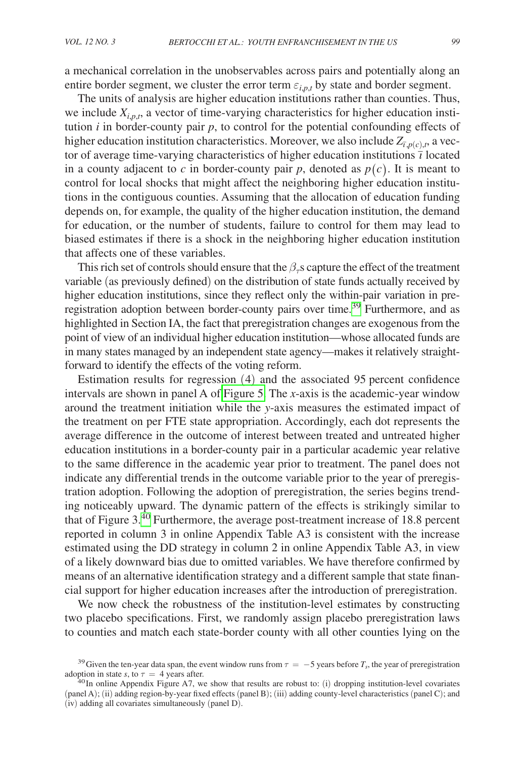a mechanical correlation in the unobservables across pairs and potentially along an entire border segment, we cluster the error term $\varepsilon_{i,p,t}$ by state and border segment.

The units of analysis are higher education institutions rather than counties. Thus, we include $X_{i,p,t}$, a vector of time-varying characteristics for higher education institution $i$ in border-county pair $p$, to control for the potential confounding effects of higher education institution characteristics. Moreover, we also include $Z_{\bar{\imath},p(c),t}$, a vector of average time-varying characteristics of higher education institutions $\bar{\imath}$ located in a county adjacent to $c$ in border-county pair $p$, denoted as $p(c)$. It is meant to control for local shocks that might affect the neighboring higher education institutions in the contiguous counties. Assuming that the allocation of education funding depends on, for example, the quality of the higher education institution, the demand for education, or the number of students, failure to control for them may lead to biased estimates if there is a shock in the neighboring higher education institution that affects one of these variables.

This rich set of controls should ensure that the $\beta_\tau$s capture the effect of the treatment variable (as previously defined) on the distribution of state funds actually received by higher education institutions, since they reflect only the within-pair variation in preregistration adoption between border-county pairs over time.[39] Furthermore, and as highlighted in Section IA, the fact that preregistration changes are exogenous from the point of view of an individual higher education institution—whose allocated funds are in many states managed by an independent state agency—makes it relatively straightforward to identify the effects of the voting reform.

Estimation results for regression (4) and the associated 95 percent confidence intervals are shown in panel A of Figure 5. The $x$-axis is the academic-year window around the treatment initiation while the $y$-axis measures the estimated impact of the treatment on per FTE state appropriation. Accordingly, each dot represents the average difference in the outcome of interest between treated and untreated higher education institutions in a border-county pair in a particular academic year relative to the same difference in the academic year prior to treatment. The panel does not indicate any differential trends in the outcome variable prior to the year of preregistration adoption. Following the adoption of preregistration, the series begins trending noticeably upward. The dynamic pattern of the effects is strikingly similar to that of Figure 3.[40] Furthermore, the average post-treatment increase of 18.8 percent reported in column 3 in online Appendix Table A3 is consistent with the increase estimated using the DD strategy in column 2 in online Appendix Table A3, in view of a likely downward bias due to omitted variables. We have therefore confirmed by means of an alternative identification strategy and a different sample that state financial support for higher education increases after the introduction of preregistration.

We now check the robustness of the institution-level estimates by constructing two placebo specifications. First, we randomly assign placebo preregistration laws to counties and match each state-border county with all other counties lying on the

[39] Given the ten-year data span, the event window runs from $\tau = -5$ years before $T_s$, the year of preregistration adoption in state $s$, to $\tau = 4$ years after.

[40] In online Appendix Figure A7, we show that results are robust to: (i) dropping institution-level covariates (panel A); (ii) adding region-by-year fixed effects (panel B); (iii) adding county-level characteristics (panel C); and (iv) adding all covariates simultaneously (panel D).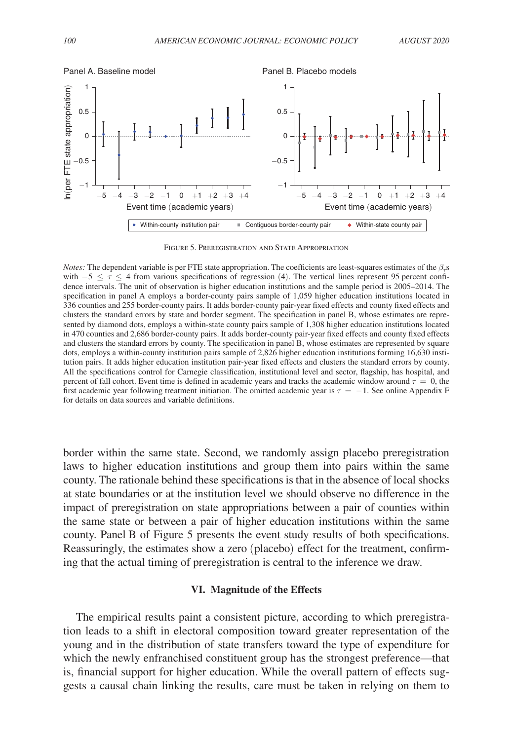Figure 5. Preregistration and State Appropriation

*Notes:* The dependent variable is per FTE state appropriation. The coefficients are least-squares estimates of the $\beta_\tau$s with $-5 \leq \tau \leq 4$ from various specifications of regression (4). The vertical lines represent 95 percent confidence intervals. The unit of observation is higher education institutions and the sample period is 2005–2014. The specification in panel A employs a border-county pairs sample of 1,059 higher education institutions located in 336 counties and 255 border-county pairs. It adds border-county pair-year fixed effects and county fixed effects and clusters the standard errors by state and border segment. The specification in panel B, whose estimates are represented by diamond dots, employs a within-state county pairs sample of 1,308 higher education institutions located in 470 counties and 2,686 border-county pairs. It adds border-county pair-year fixed effects and county fixed effects and clusters the standard errors by county. The specification in panel B, whose estimates are represented by square dots, employs a within-county institution pairs sample of 2,826 higher education institutions forming 16,630 institution pairs. It adds higher education institution pair-year fixed effects and clusters the standard errors by county. All the specifications control for Carnegie classification, institutional level and sector, flagship, has hospital, and percent of fall cohort. Event time is defined in academic years and tracks the academic window around $\tau = 0$, the first academic year following treatment initiation. The omitted academic year is $\tau = -1$. See online Appendix F for details on data sources and variable definitions.

border within the same state. Second, we randomly assign placebo preregistration laws to higher education institutions and group them into pairs within the same county. The rationale behind these specifications is that in the absence of local shocks at state boundaries or at the institution level we should observe no difference in the impact of preregistration on state appropriations between a pair of counties within the same state or between a pair of higher education institutions within the same county. Panel B of Figure 5 presents the event study results of both specifications. Reassuringly, the estimates show a zero (placebo) effect for the treatment, confirming that the actual timing of preregistration is central to the inference we draw.

## VI. Magnitude of the Effects

The empirical results paint a consistent picture, according to which preregistration leads to a shift in electoral composition toward greater representation of the young and in the distribution of state transfers toward the type of expenditure for which the newly enfranchised constituent group has the strongest preference—that is, financial support for higher education. While the overall pattern of effects suggests a causal chain linking the results, care must be taken in relying on them to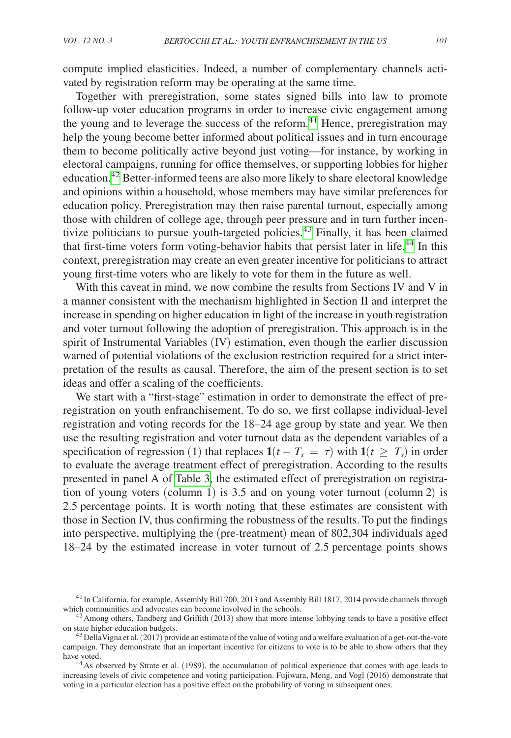compute implied elasticities. Indeed, a number of complementary channels activated by registration reform may be operating at the same time.

Together with preregistration, some states signed bills into law to promote follow-up voter education programs in order to increase civic engagement among the young and to leverage the success of the reform.[41] Hence, preregistration may help the young become better informed about political issues and in turn encourage them to become politically active beyond just voting—for instance, by working in electoral campaigns, running for office themselves, or supporting lobbies for higher education.[42] Better-informed teens are also more likely to share electoral knowledge and opinions within a household, whose members may have similar preferences for education policy. Preregistration may then raise parental turnout, especially among those with children of college age, through peer pressure and in turn further incentivize politicians to pursue youth-targeted policies.[43] Finally, it has been claimed that first-time voters form voting-behavior habits that persist later in life.[44] In this context, preregistration may create an even greater incentive for politicians to attract young first-time voters who are likely to vote for them in the future as well.

With this caveat in mind, we now combine the results from Sections IV and V in a manner consistent with the mechanism highlighted in Section II and interpret the increase in spending on higher education in light of the increase in youth registration and voter turnout following the adoption of preregistration. This approach is in the spirit of Instrumental Variables (IV) estimation, even though the earlier discussion warned of potential violations of the exclusion restriction required for a strict interpretation of the results as causal. Therefore, the aim of the present section is to set ideas and offer a scaling of the coefficients.

We start with a "first-stage" estimation in order to demonstrate the effect of preregistration on youth enfranchisement. To do so, we first collapse individual-level registration and voting records for the 18–24 age group by state and year. We then use the resulting registration and voter turnout data as the dependent variables of a specification of regression (1) that replaces $\mathbf{1}(t - T_s = \tau)$ with $\mathbf{1}(t \geq T_s)$ in order to evaluate the average treatment effect of preregistration. According to the results presented in panel A of Table 3, the estimated effect of preregistration on registration of young voters (column 1) is 3.5 and on young voter turnout (column 2) is 2.5 percentage points. It is worth noting that these estimates are consistent with those in Section IV, thus confirming the robustness of the results. To put the findings into perspective, multiplying the (pre-treatment) mean of 802,304 individuals aged 18–24 by the estimated increase in voter turnout of 2.5 percentage points shows

[41] In California, for example, Assembly Bill 700, 2013 and Assembly Bill 1817, 2014 provide channels through which communities and advocates can become involved in the schools.

[42] Among others, Tandberg and Griffith (2013) show that more intense lobbying tends to have a positive effect on state higher education budgets.

[43] DellaVigna et al. (2017) provide an estimate of the value of voting and a welfare evaluation of a get-out-the-vote campaign. They demonstrate that an important incentive for citizens to vote is to be able to show others that they have voted.

[44] As observed by Strate et al. (1989), the accumulation of political experience that comes with age leads to increasing levels of civic competence and voting participation. Fujiwara, Meng, and Vogl (2016) demonstrate that voting in a particular election has a positive effect on the probability of voting in subsequent ones.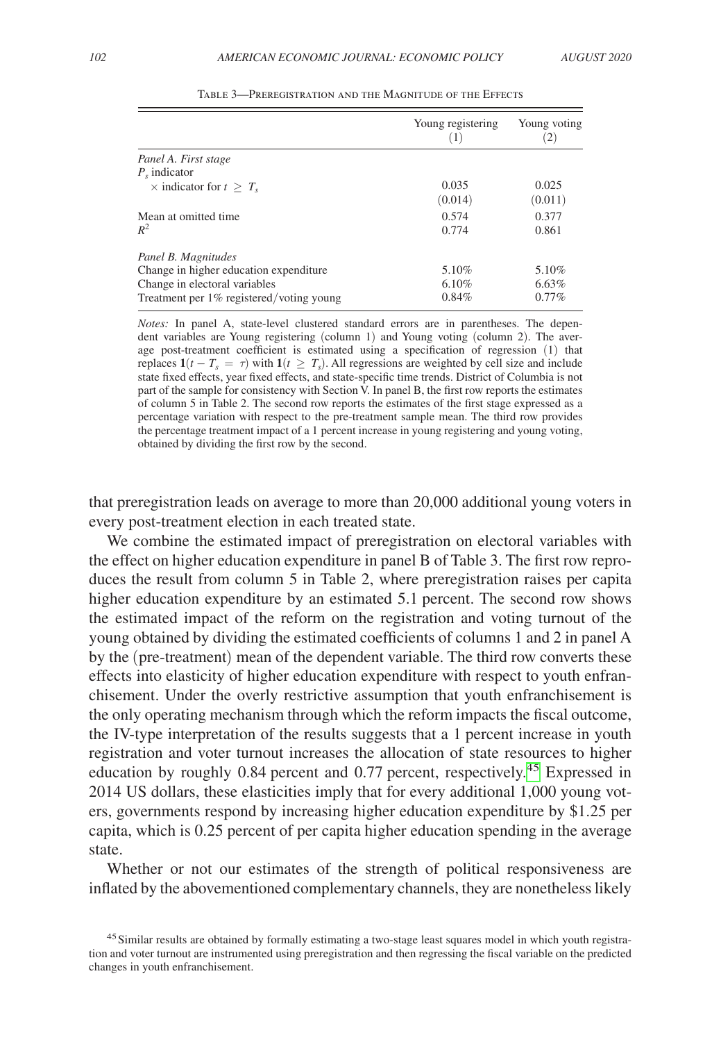Table 3—Preregistration and the Magnitude of the Effects

| | Young registering (1) | Young voting (2) |
|---|---|---|
| *Panel A. First stage* | | |
| $P_s$ indicator | | |
| $\times$ indicator for $t \geq T_s$ | 0.035 | 0.025 |
| | (0.014) | (0.011) |
| Mean at omitted time | 0.574 | 0.377 |
| $R^2$ | 0.774 | 0.861 |
| *Panel B. Magnitudes* | | |
| Change in higher education expenditure | 5.10% | 5.10% |
| Change in electoral variables | 6.10% | 6.63% |
| Treatment per 1% registered/voting young | 0.84% | 0.77% |

*Notes:* In panel A, state-level clustered standard errors are in parentheses. The dependent variables are Young registering (column 1) and Young voting (column 2). The average post-treatment coefficient is estimated using a specification of regression (1) that replaces $\mathbf{1}(t - T_s = \tau)$ with $\mathbf{1}(t \geq T_s)$. All regressions are weighted by cell size and include state fixed effects, year fixed effects, and state-specific time trends. District of Columbia is not part of the sample for consistency with Section V. In panel B, the first row reports the estimates of column 5 in Table 2. The second row reports the estimates of the first stage expressed as a percentage variation with respect to the pre-treatment sample mean. The third row provides the percentage treatment impact of a 1 percent increase in young registering and young voting, obtained by dividing the first row by the second.

that preregistration leads on average to more than 20,000 additional young voters in every post-treatment election in each treated state.

We combine the estimated impact of preregistration on electoral variables with the effect on higher education expenditure in panel B of Table 3. The first row reproduces the result from column 5 in Table 2, where preregistration raises per capita higher education expenditure by an estimated 5.1 percent. The second row shows the estimated impact of the reform on the registration and voting turnout of the young obtained by dividing the estimated coefficients of columns 1 and 2 in panel A by the (pre-treatment) mean of the dependent variable. The third row converts these effects into elasticity of higher education expenditure with respect to youth enfranchisement. Under the overly restrictive assumption that youth enfranchisement is the only operating mechanism through which the reform impacts the fiscal outcome, the IV-type interpretation of the results suggests that a 1 percent increase in youth registration and voter turnout increases the allocation of state resources to higher education by roughly 0.84 percent and 0.77 percent, respectively.[45] Expressed in 2014 US dollars, these elasticities imply that for every additional 1,000 young voters, governments respond by increasing higher education expenditure by $1.25 per capita, which is 0.25 percent of per capita higher education spending in the average state.

Whether or not our estimates of the strength of political responsiveness are inflated by the abovementioned complementary channels, they are nonetheless likely

[45] Similar results are obtained by formally estimating a two-stage least squares model in which youth registration and voter turnout are instrumented using preregistration and then regressing the fiscal variable on the predicted changes in youth enfranchisement.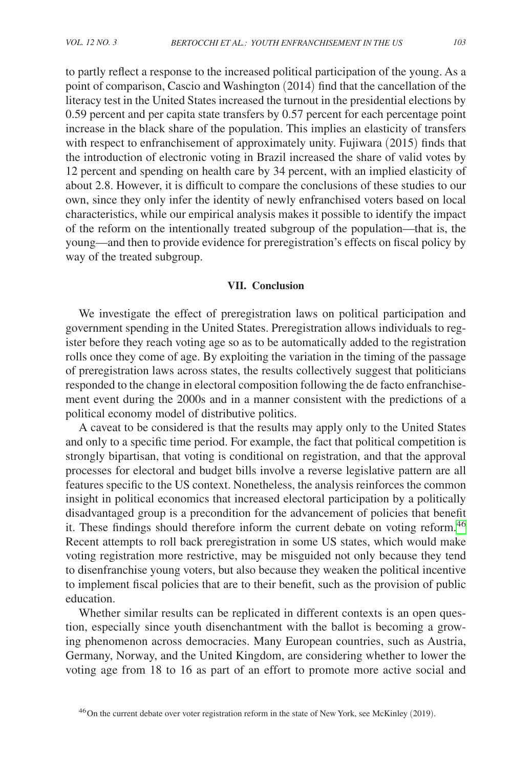to partly reflect a response to the increased political participation of the young. As a point of comparison, Cascio and Washington (2014) find that the cancellation of the literacy test in the United States increased the turnout in the presidential elections by 0.59 percent and per capita state transfers by 0.57 percent for each percentage point increase in the black share of the population. This implies an elasticity of transfers with respect to enfranchisement of approximately unity. Fujiwara (2015) finds that the introduction of electronic voting in Brazil increased the share of valid votes by 12 percent and spending on health care by 34 percent, with an implied elasticity of about 2.8. However, it is difficult to compare the conclusions of these studies to our own, since they only infer the identity of newly enfranchised voters based on local characteristics, while our empirical analysis makes it possible to identify the impact of the reform on the intentionally treated subgroup of the population—that is, the young—and then to provide evidence for preregistration's effects on fiscal policy by way of the treated subgroup.

## VII. Conclusion

We investigate the effect of preregistration laws on political participation and government spending in the United States. Preregistration allows individuals to register before they reach voting age so as to be automatically added to the registration rolls once they come of age. By exploiting the variation in the timing of the passage of preregistration laws across states, the results collectively suggest that politicians responded to the change in electoral composition following the de facto enfranchisement event during the 2000s and in a manner consistent with the predictions of a political economy model of distributive politics.

A caveat to be considered is that the results may apply only to the United States and only to a specific time period. For example, the fact that political competition is strongly bipartisan, that voting is conditional on registration, and that the approval processes for electoral and budget bills involve a reverse legislative pattern are all features specific to the US context. Nonetheless, the analysis reinforces the common insight in political economics that increased electoral participation by a politically disadvantaged group is a precondition for the advancement of policies that benefit it. These findings should therefore inform the current debate on voting reform.[46] Recent attempts to roll back preregistration in some US states, which would make voting registration more restrictive, may be misguided not only because they tend to disenfranchise young voters, but also because they weaken the political incentive to implement fiscal policies that are to their benefit, such as the provision of public education.

Whether similar results can be replicated in different contexts is an open question, especially since youth disenchantment with the ballot is becoming a growing phenomenon across democracies. Many European countries, such as Austria, Germany, Norway, and the United Kingdom, are considering whether to lower the voting age from 18 to 16 as part of an effort to promote more active social and

[46] On the current debate over voter registration reform in the state of New York, see McKinley (2019).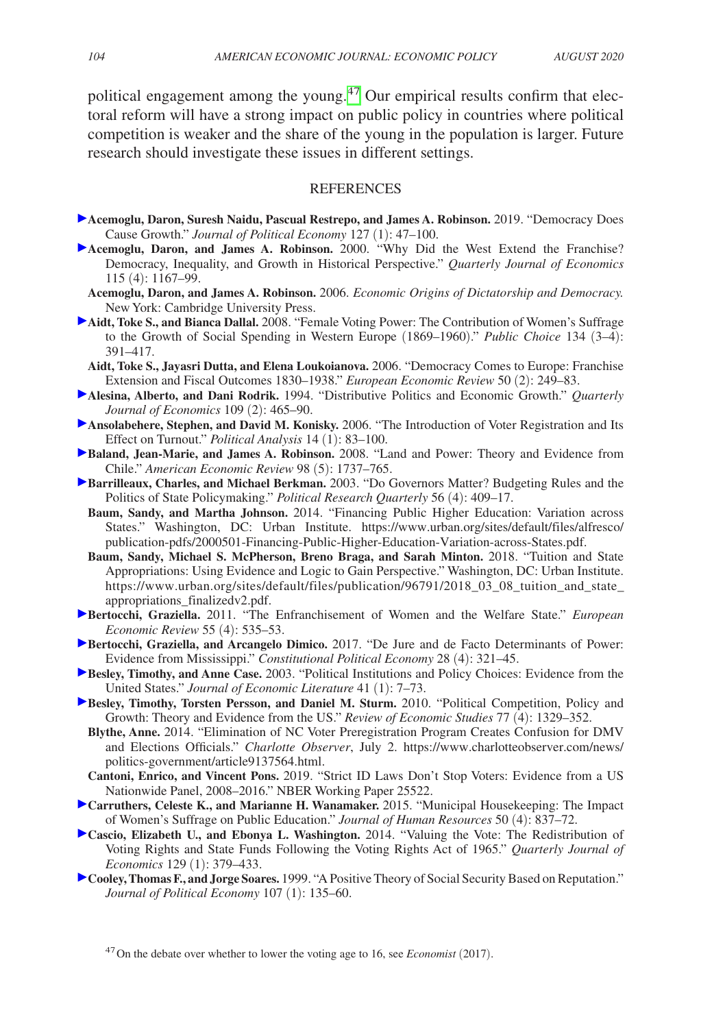political engagement among the young.[47] Our empirical results confirm that electoral reform will have a strong impact on public policy in countries where political competition is weaker and the share of the young in the population is larger. Future research should investigate these issues in different settings.

## REFERENCES

**Acemoglu, Daron, Suresh Naidu, Pascual Restrepo, and James A. Robinson.** 2019. "Democracy Does Cause Growth." *Journal of Political Economy* 127 (1): 47–100.

**Acemoglu, Daron, and James A. Robinson.** 2000. "Why Did the West Extend the Franchise? Democracy, Inequality, and Growth in Historical Perspective." *Quarterly Journal of Economics* 115 (4): 1167–99.

**Acemoglu, Daron, and James A. Robinson.** 2006. *Economic Origins of Dictatorship and Democracy.* New York: Cambridge University Press.

**Aidt, Toke S., and Bianca Dallal.** 2008. "Female Voting Power: The Contribution of Women's Suffrage to the Growth of Social Spending in Western Europe (1869–1960)." *Public Choice* 134 (3–4): 391–417.

**Aidt, Toke S., Jayasri Dutta, and Elena Loukoianova.** 2006. "Democracy Comes to Europe: Franchise Extension and Fiscal Outcomes 1830–1938." *European Economic Review* 50 (2): 249–83.

**Alesina, Alberto, and Dani Rodrik.** 1994. "Distributive Politics and Economic Growth." *Quarterly Journal of Economics* 109 (2): 465–90.

**Ansolabehere, Stephen, and David M. Konisky.** 2006. "The Introduction of Voter Registration and Its Effect on Turnout." *Political Analysis* 14 (1): 83–100.

**Baland, Jean-Marie, and James A. Robinson.** 2008. "Land and Power: Theory and Evidence from Chile." *American Economic Review* 98 (5): 1737–765.

**Barrilleaux, Charles, and Michael Berkman.** 2003. "Do Governors Matter? Budgeting Rules and the Politics of State Policymaking." *Political Research Quarterly* 56 (4): 409–17.

**Baum, Sandy, and Martha Johnson.** 2014. "Financing Public Higher Education: Variation across States." Washington, DC: Urban Institute. https://www.urban.org/sites/default/files/alfresco/publication-pdfs/2000501-Financing-Public-Higher-Education-Variation-across-States.pdf.

**Baum, Sandy, Michael S. McPherson, Breno Braga, and Sarah Minton.** 2018. "Tuition and State Appropriations: Using Evidence and Logic to Gain Perspective." Washington, DC: Urban Institute. https://www.urban.org/sites/default/files/publication/96791/2018_03_08_tuition_and_state_appropriations_finalizedv2.pdf.

**Bertocchi, Graziella.** 2011. "The Enfranchisement of Women and the Welfare State." *European Economic Review* 55 (4): 535–53.

**Bertocchi, Graziella, and Arcangelo Dimico.** 2017. "De Jure and de Facto Determinants of Power: Evidence from Mississippi." *Constitutional Political Economy* 28 (4): 321–45.

**Besley, Timothy, and Anne Case.** 2003. "Political Institutions and Policy Choices: Evidence from the United States." *Journal of Economic Literature* 41 (1): 7–73.

**Besley, Timothy, Torsten Persson, and Daniel M. Sturm.** 2010. "Political Competition, Policy and Growth: Theory and Evidence from the US." *Review of Economic Studies* 77 (4): 1329–352.

**Blythe, Anne.** 2014. "Elimination of NC Voter Preregistration Program Creates Confusion for DMV and Elections Officials." *Charlotte Observer*, July 2. https://www.charlotteobserver.com/news/politics-government/article9137564.html.

**Cantoni, Enrico, and Vincent Pons.** 2019. "Strict ID Laws Don't Stop Voters: Evidence from a US Nationwide Panel, 2008–2016." NBER Working Paper 25522.

**Carruthers, Celeste K., and Marianne H. Wanamaker.** 2015. "Municipal Housekeeping: The Impact of Women's Suffrage on Public Education." *Journal of Human Resources* 50 (4): 837–72.

**Cascio, Elizabeth U., and Ebonya L. Washington.** 2014. "Valuing the Vote: The Redistribution of Voting Rights and State Funds Following the Voting Rights Act of 1965." *Quarterly Journal of Economics* 129 (1): 379–433.

**Cooley, Thomas F., and Jorge Soares.** 1999. "A Positive Theory of Social Security Based on Reputation." *Journal of Political Economy* 107 (1): 135–60.

[47] On the debate over whether to lower the voting age to 16, see *Economist* (2017).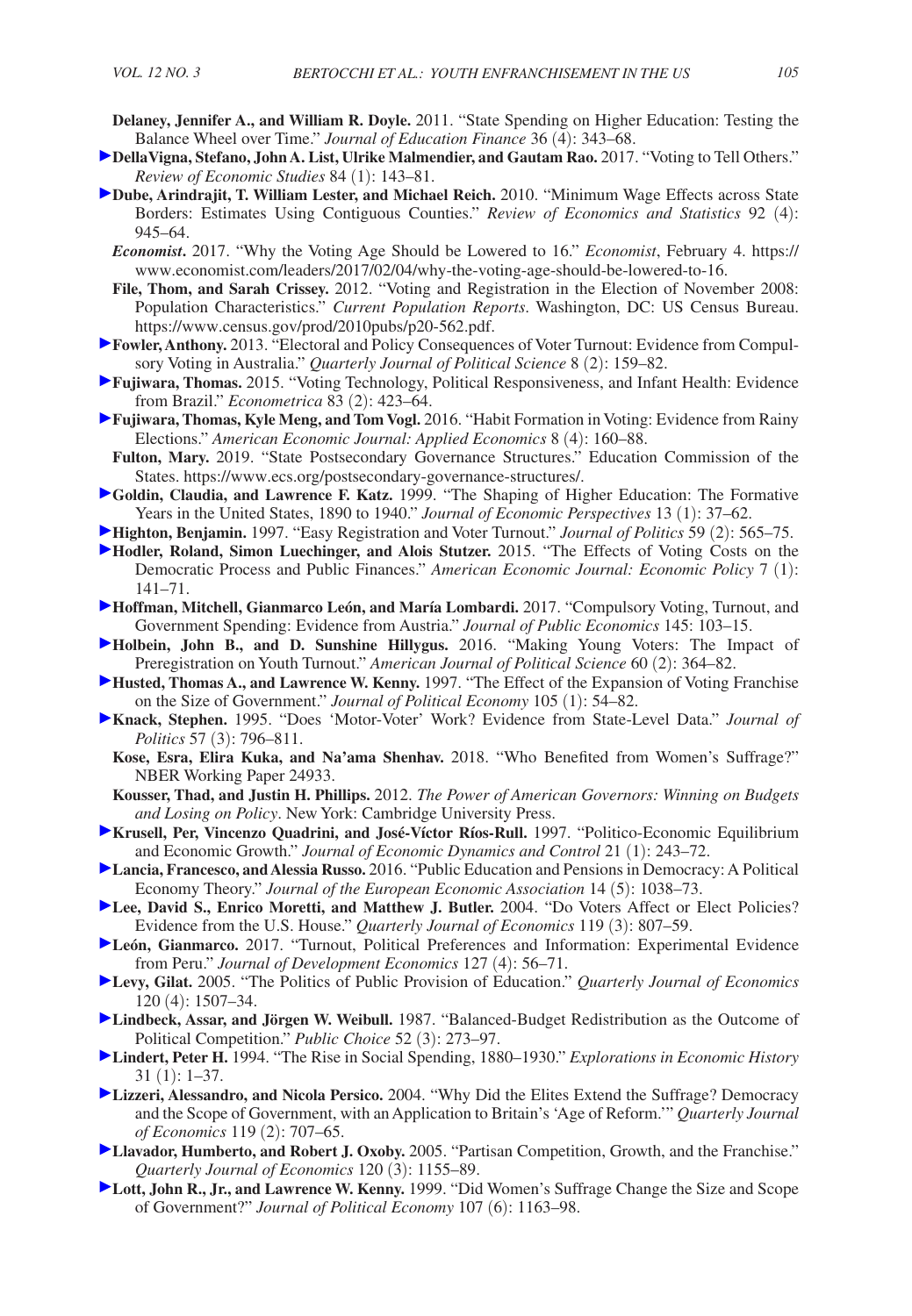**Delaney, Jennifer A., and William R. Doyle.** 2011. "State Spending on Higher Education: Testing the Balance Wheel over Time." *Journal of Education Finance* 36 (4): 343–68.

**DellaVigna, Stefano, John A. List, Ulrike Malmendier, and Gautam Rao.** 2017. "Voting to Tell Others." *Review of Economic Studies* 84 (1): 143–81.

**Dube, Arindrajit, T. William Lester, and Michael Reich.** 2010. "Minimum Wage Effects across State Borders: Estimates Using Contiguous Counties." *Review of Economics and Statistics* 92 (4): 945–64.

***Economist*.** 2017. "Why the Voting Age Should be Lowered to 16." *Economist*, February 4. https://www.economist.com/leaders/2017/02/04/why-the-voting-age-should-be-lowered-to-16.

**File, Thom, and Sarah Crissey.** 2012. "Voting and Registration in the Election of November 2008: Population Characteristics." *Current Population Reports*. Washington, DC: US Census Bureau. https://www.census.gov/prod/2010pubs/p20-562.pdf.

**Fowler, Anthony.** 2013. "Electoral and Policy Consequences of Voter Turnout: Evidence from Compulsory Voting in Australia." *Quarterly Journal of Political Science* 8 (2): 159–82.

**Fujiwara, Thomas.** 2015. "Voting Technology, Political Responsiveness, and Infant Health: Evidence from Brazil." *Econometrica* 83 (2): 423–64.

**Fujiwara, Thomas, Kyle Meng, and Tom Vogl.** 2016. "Habit Formation in Voting: Evidence from Rainy Elections." *American Economic Journal: Applied Economics* 8 (4): 160–88.

**Fulton, Mary.** 2019. "State Postsecondary Governance Structures." Education Commission of the States. https://www.ecs.org/postsecondary-governance-structures/.

**Goldin, Claudia, and Lawrence F. Katz.** 1999. "The Shaping of Higher Education: The Formative Years in the United States, 1890 to 1940." *Journal of Economic Perspectives* 13 (1): 37–62.

**Highton, Benjamin.** 1997. "Easy Registration and Voter Turnout." *Journal of Politics* 59 (2): 565–75.

**Hodler, Roland, Simon Luechinger, and Alois Stutzer.** 2015. "The Effects of Voting Costs on the Democratic Process and Public Finances." *American Economic Journal: Economic Policy* 7 (1): 141–71.

**Hoffman, Mitchell, Gianmarco León, and María Lombardi.** 2017. "Compulsory Voting, Turnout, and Government Spending: Evidence from Austria." *Journal of Public Economics* 145: 103–15.

**Holbein, John B., and D. Sunshine Hillygus.** 2016. "Making Young Voters: The Impact of Preregistration on Youth Turnout." *American Journal of Political Science* 60 (2): 364–82.

**Husted, Thomas A., and Lawrence W. Kenny.** 1997. "The Effect of the Expansion of Voting Franchise on the Size of Government." *Journal of Political Economy* 105 (1): 54–82.

**Knack, Stephen.** 1995. "Does 'Motor-Voter' Work? Evidence from State-Level Data." *Journal of Politics* 57 (3): 796–811.

**Kose, Esra, Elira Kuka, and Na'ama Shenhav.** 2018. "Who Benefited from Women's Suffrage?" NBER Working Paper 24933.

**Kousser, Thad, and Justin H. Phillips.** 2012. *The Power of American Governors: Winning on Budgets and Losing on Policy*. New York: Cambridge University Press.

**Krusell, Per, Vincenzo Quadrini, and José-Víctor Ríos-Rull.** 1997. "Politico-Economic Equilibrium and Economic Growth." *Journal of Economic Dynamics and Control* 21 (1): 243–72.

**Lancia, Francesco, and Alessia Russo.** 2016. "Public Education and Pensions in Democracy: A Political Economy Theory." *Journal of the European Economic Association* 14 (5): 1038–73.

**Lee, David S., Enrico Moretti, and Matthew J. Butler.** 2004. "Do Voters Affect or Elect Policies? Evidence from the U.S. House." *Quarterly Journal of Economics* 119 (3): 807–59.

**León, Gianmarco.** 2017. "Turnout, Political Preferences and Information: Experimental Evidence from Peru." *Journal of Development Economics* 127 (4): 56–71.

**Levy, Gilat.** 2005. "The Politics of Public Provision of Education." *Quarterly Journal of Economics* 120 (4): 1507–34.

**Lindbeck, Assar, and Jörgen W. Weibull.** 1987. "Balanced-Budget Redistribution as the Outcome of Political Competition." *Public Choice* 52 (3): 273–97.

**Lindert, Peter H.** 1994. "The Rise in Social Spending, 1880–1930." *Explorations in Economic History* 31 (1): 1–37.

**Lizzeri, Alessandro, and Nicola Persico.** 2004. "Why Did the Elites Extend the Suffrage? Democracy and the Scope of Government, with an Application to Britain's 'Age of Reform.'" *Quarterly Journal of Economics* 119 (2): 707–65.

**Llavador, Humberto, and Robert J. Oxoby.** 2005. "Partisan Competition, Growth, and the Franchise." *Quarterly Journal of Economics* 120 (3): 1155–89.

**Lott, John R., Jr., and Lawrence W. Kenny.** 1999. "Did Women's Suffrage Change the Size and Scope of Government?" *Journal of Political Economy* 107 (6): 1163–98.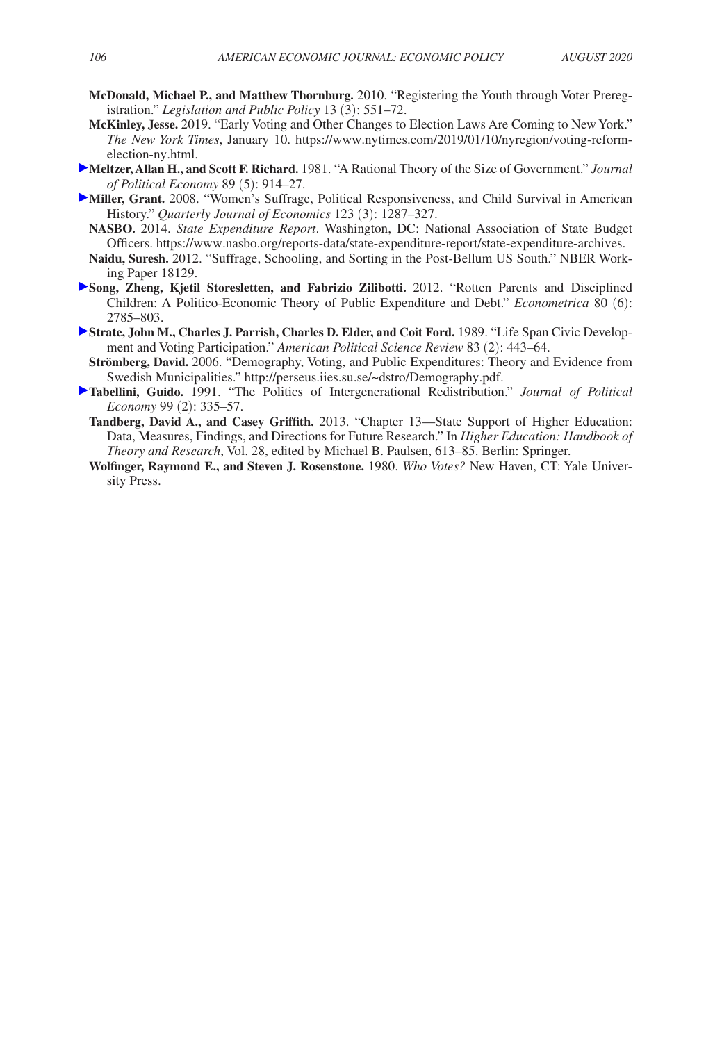**McDonald, Michael P., and Matthew Thornburg.** 2010. "Registering the Youth through Voter Preregistration." *Legislation and Public Policy* 13 (3): 551–72.

**McKinley, Jesse.** 2019. "Early Voting and Other Changes to Election Laws Are Coming to New York." *The New York Times*, January 10. https://www.nytimes.com/2019/01/10/nyregion/voting-reform-election-ny.html.

**Meltzer, Allan H., and Scott F. Richard.** 1981. "A Rational Theory of the Size of Government." *Journal of Political Economy* 89 (5): 914–27.

**Miller, Grant.** 2008. "Women's Suffrage, Political Responsiveness, and Child Survival in American History." *Quarterly Journal of Economics* 123 (3): 1287–327.

**NASBO.** 2014. *State Expenditure Report*. Washington, DC: National Association of State Budget Officers. https://www.nasbo.org/reports-data/state-expenditure-report/state-expenditure-archives.

**Naidu, Suresh.** 2012. "Suffrage, Schooling, and Sorting in the Post-Bellum US South." NBER Working Paper 18129.

**Song, Zheng, Kjetil Storesletten, and Fabrizio Zilibotti.** 2012. "Rotten Parents and Disciplined Children: A Politico-Economic Theory of Public Expenditure and Debt." *Econometrica* 80 (6): 2785–803.

**Strate, John M., Charles J. Parrish, Charles D. Elder, and Coit Ford.** 1989. "Life Span Civic Development and Voting Participation." *American Political Science Review* 83 (2): 443–64.

**Strömberg, David.** 2006. "Demography, Voting, and Public Expenditures: Theory and Evidence from Swedish Municipalities." http://perseus.iies.su.se/~dstro/Demography.pdf.

**Tabellini, Guido.** 1991. "The Politics of Intergenerational Redistribution." *Journal of Political Economy* 99 (2): 335–57.

**Tandberg, David A., and Casey Griffith.** 2013. "Chapter 13—State Support of Higher Education: Data, Measures, Findings, and Directions for Future Research." In *Higher Education: Handbook of Theory and Research*, Vol. 28, edited by Michael B. Paulsen, 613–85. Berlin: Springer.

**Wolfinger, Raymond E., and Steven J. Rosenstone.** 1980. *Who Votes?* New Haven, CT: Yale University Press.